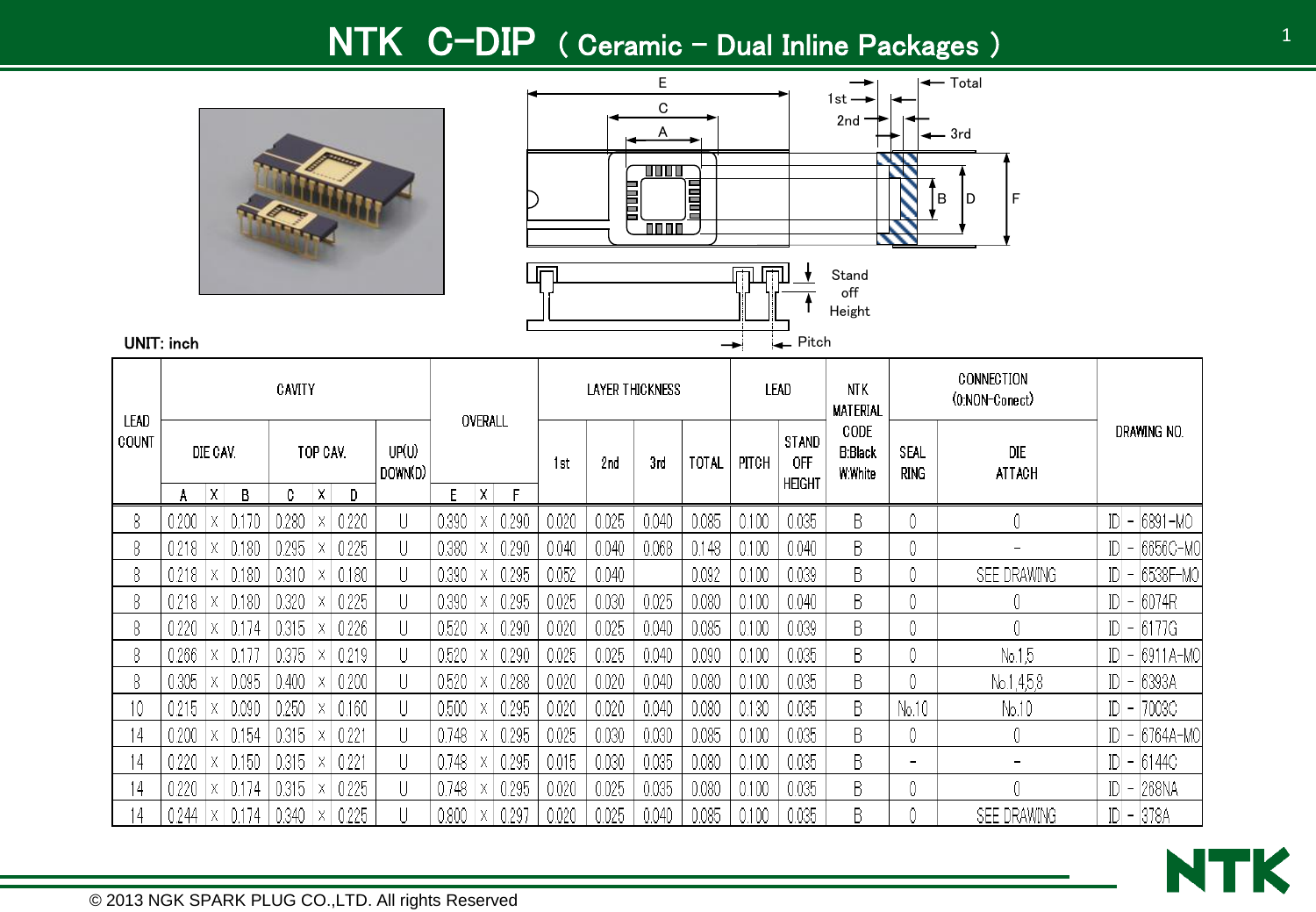# NTK C-DIP ( Ceramic - Dual Inline Packages )

UNIT: inch

| LEAD COUNT | CAVITY | | | | | | | OVERALL | | | LAYER THICKNESS | | | | LEAD | | NTK MATERIAL CODE B:Black W:White | CONNECTION (0:NON-Conect) | | DRAWING NO. |
|---|---|---|---|---|---|---|---|---|---|---|---|---|---|---|---|---|---|---|---|---|
| | DIE CAV. | | | TOP CAV. | | | UP(U) DOWN(D) | | | | 1st | 2nd | 3rd | TOTAL | PITCH | STAND OFF HEIGHT | | SEAL RING | DIE ATTACH | |
| | A | X | B | C | X | D | | E | X | F | | | | | | | | | | |
| 8 | 0.200 | X | 0.170 | 0.280 | X | 0.220 | U | 0.390 | X | 0.290 | 0.020 | 0.025 | 0.040 | 0.085 | 0.100 | 0.035 | B | 0 | 0 | ID - 6891-MO |
| 8 | 0.218 | X | 0.180 | 0.295 | X | 0.225 | U | 0.380 | X | 0.290 | 0.040 | 0.040 | 0.068 | 0.148 | 0.100 | 0.040 | B | 0 | - | ID - 6656C-MO |
| 8 | 0.218 | X | 0.180 | 0.310 | X | 0.180 | U | 0.390 | X | 0.295 | 0.052 | 0.040 | | 0.092 | 0.100 | 0.039 | B | 0 | SEE DRAWING | ID - 6538F-MO |
| 8 | 0.218 | X | 0.180 | 0.320 | X | 0.225 | U | 0.390 | X | 0.295 | 0.025 | 0.030 | 0.025 | 0.080 | 0.100 | 0.040 | B | 0 | 0 | ID - 6074R |
| 8 | 0.220 | X | 0.174 | 0.315 | X | 0.226 | U | 0.520 | X | 0.290 | 0.020 | 0.025 | 0.040 | 0.085 | 0.100 | 0.039 | B | 0 | 0 | ID - 6177G |
| 8 | 0.286 | X | 0.177 | 0.375 | X | 0.219 | U | 0.520 | X | 0.290 | 0.025 | 0.025 | 0.040 | 0.090 | 0.100 | 0.035 | B | 0 | No.1,5 | ID - 6911A-MO |
| 8 | 0.305 | X | 0.095 | 0.400 | X | 0.200 | U | 0.520 | X | 0.288 | 0.020 | 0.020 | 0.040 | 0.080 | 0.100 | 0.035 | B | 0 | No.1,4,5,8 | ID - 6393A |
| 10 | 0.215 | X | 0.090 | 0.250 | X | 0.160 | U | 0.500 | X | 0.295 | 0.020 | 0.020 | 0.040 | 0.080 | 0.130 | 0.035 | B | No.10 | No.10 | ID - 7003C |
| 14 | 0.200 | X | 0.154 | 0.315 | X | 0.221 | U | 0.748 | X | 0.295 | 0.025 | 0.030 | 0.030 | 0.085 | 0.100 | 0.035 | B | 0 | 0 | ID - 6764A-MO |
| 14 | 0.220 | X | 0.150 | 0.315 | X | 0.221 | U | 0.748 | X | 0.295 | 0.015 | 0.030 | 0.035 | 0.080 | 0.100 | 0.035 | B | - | - | ID - 6144C |
| 14 | 0.220 | X | 0.174 | 0.315 | X | 0.225 | U | 0.748 | X | 0.295 | 0.020 | 0.025 | 0.035 | 0.080 | 0.100 | 0.035 | B | 0 | 0 | ID - 268NA |
| 14 | 0.244 | X | 0.174 | 0.340 | X | 0.225 | U | 0.800 | X | 0.297 | 0.020 | 0.025 | 0.040 | 0.085 | 0.100 | 0.035 | B | 0 | SEE DRAWING | ID - 378A |

© 2013 NGK SPARK PLUG CO.,LTD. All rights Reserved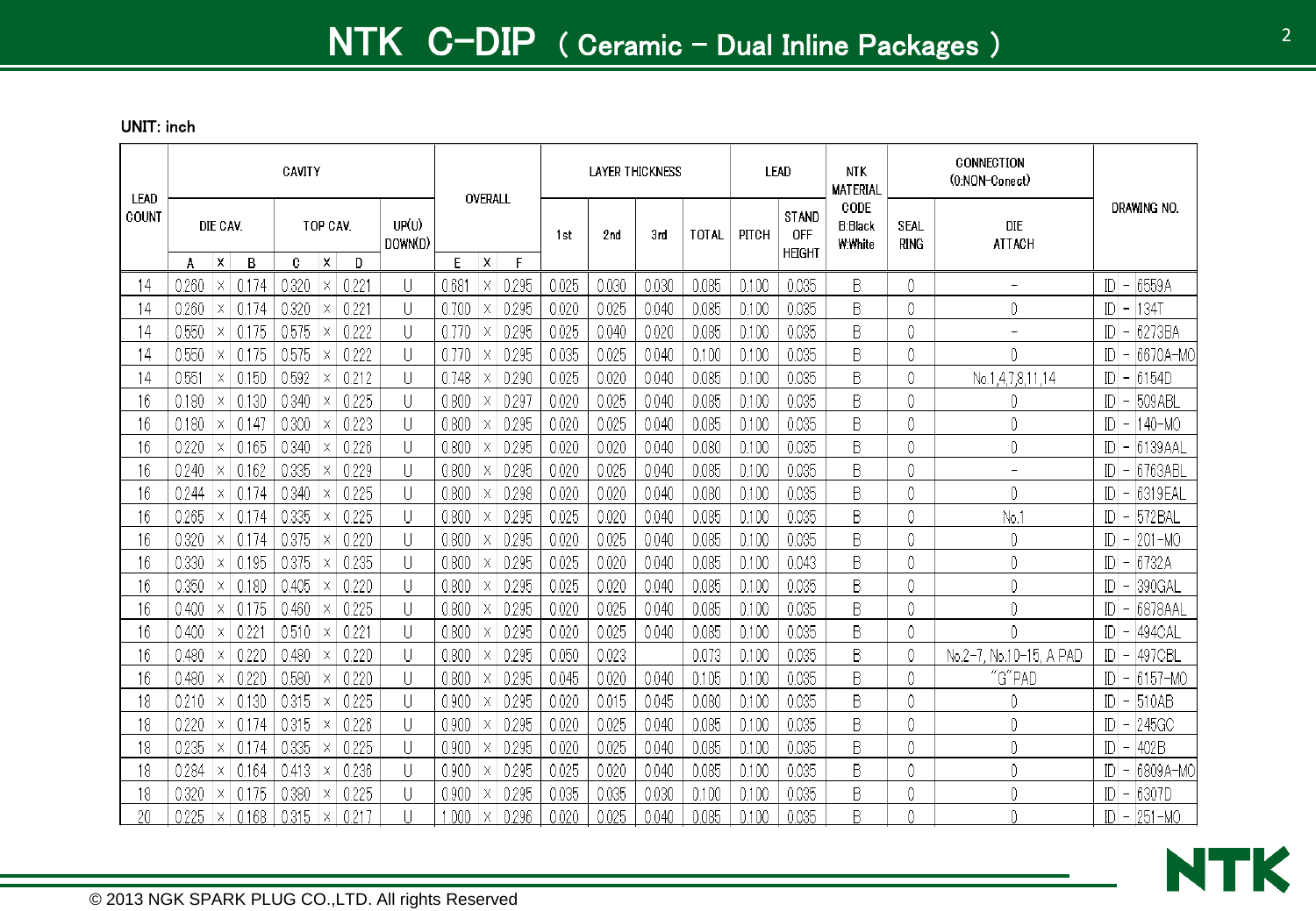# NTK C-DIP ( Ceramic - Dual Inline Packages )

UNIT: inch

| LEAD COUNT | CAVITY | | | | | | | OVERALL | | | LAYER THICKNESS | | | | LEAD | | NTK MATERIAL CODE B:Black W:White | CONNECTION (0:NON-Conect) | | DRAWING NO. |
|---|---|---|---|---|---|---|---|---|---|---|---|---|---|---|---|---|---|---|---|---|
| | DIE CAV. | | | TOP CAV. | | | UP(U) DOWN(D) | | | | 1st | 2nd | 3rd | TOTAL | PITCH | STAND OFF HEIGHT | | SEAL RING | DIE ATTACH | |
| | A | x | B | C | x | D | | E | x | F | | | | | | | | | | |
| 14 | 0.260 | × | 0.174 | 0.320 | × | 0.221 | U | 0.681 | × | 0.295 | 0.025 | 0.030 | 0.030 | 0.085 | 0.100 | 0.035 | B | 0 | - | ID - 6559A |
| 14 | 0.260 | × | 0.174 | 0.320 | × | 0.221 | U | 0.700 | × | 0.295 | 0.020 | 0.025 | 0.040 | 0.085 | 0.100 | 0.035 | B | 0 | 0 | ID - 134T |
| 14 | 0.550 | × | 0.175 | 0.575 | × | 0.222 | U | 0.770 | × | 0.295 | 0.025 | 0.040 | 0.020 | 0.085 | 0.100 | 0.035 | B | 0 | - | ID - 6273BA |
| 14 | 0.550 | × | 0.175 | 0.575 | × | 0.222 | U | 0.770 | × | 0.295 | 0.035 | 0.025 | 0.040 | 0.100 | 0.100 | 0.035 | B | 0 | 0 | ID - 6670A-MO |
| 14 | 0.551 | × | 0.150 | 0.592 | × | 0.212 | U | 0.748 | × | 0.290 | 0.025 | 0.020 | 0.040 | 0.085 | 0.100 | 0.035 | B | 0 | No.1,4,7,8,11,14 | ID - 6154D |
| 16 | 0.180 | × | 0.130 | 0.340 | × | 0.225 | U | 0.800 | × | 0.297 | 0.020 | 0.025 | 0.040 | 0.085 | 0.100 | 0.035 | B | 0 | 0 | ID - 509ABL |
| 16 | 0.180 | × | 0.147 | 0.300 | × | 0.223 | U | 0.800 | × | 0.295 | 0.020 | 0.025 | 0.040 | 0.085 | 0.100 | 0.035 | B | 0 | 0 | ID - 140-MO |
| 16 | 0.220 | × | 0.165 | 0.340 | × | 0.226 | U | 0.800 | × | 0.295 | 0.020 | 0.020 | 0.040 | 0.080 | 0.100 | 0.035 | B | 0 | 0 | ID - 6139AAL |
| 16 | 0.240 | × | 0.162 | 0.335 | × | 0.229 | U | 0.800 | × | 0.295 | 0.020 | 0.025 | 0.040 | 0.085 | 0.100 | 0.035 | B | 0 | - | ID - 6763ABL |
| 16 | 0.244 | × | 0.174 | 0.340 | × | 0.225 | U | 0.800 | × | 0.298 | 0.020 | 0.020 | 0.040 | 0.080 | 0.100 | 0.035 | B | 0 | 0 | ID - 6319EAL |
| 16 | 0.265 | × | 0.174 | 0.335 | × | 0.225 | U | 0.800 | × | 0.295 | 0.025 | 0.020 | 0.040 | 0.085 | 0.100 | 0.035 | B | 0 | No.1 | ID - 572BAL |
| 16 | 0.320 | × | 0.174 | 0.375 | × | 0.220 | U | 0.800 | × | 0.295 | 0.020 | 0.025 | 0.040 | 0.085 | 0.100 | 0.035 | B | 0 | 0 | ID - 201-MO |
| 16 | 0.330 | × | 0.195 | 0.375 | × | 0.235 | U | 0.800 | × | 0.295 | 0.025 | 0.020 | 0.040 | 0.085 | 0.100 | 0.043 | B | 0 | 0 | ID - 6732A |
| 16 | 0.350 | × | 0.180 | 0.405 | × | 0.220 | U | 0.800 | × | 0.295 | 0.025 | 0.020 | 0.040 | 0.085 | 0.100 | 0.035 | B | 0 | 0 | ID - 390GAL |
| 16 | 0.400 | × | 0.175 | 0.460 | × | 0.225 | U | 0.800 | × | 0.295 | 0.020 | 0.025 | 0.040 | 0.085 | 0.100 | 0.035 | B | 0 | 0 | ID - 6878AAL |
| 16 | 0.400 | × | 0.221 | 0.510 | × | 0.221 | U | 0.800 | × | 0.295 | 0.020 | 0.025 | 0.040 | 0.085 | 0.100 | 0.035 | B | 0 | 0 | ID - 494CAL |
| 16 | 0.480 | × | 0.220 | 0.480 | × | 0.220 | U | 0.800 | × | 0.295 | 0.050 | 0.023 | | 0.073 | 0.100 | 0.035 | B | 0 | No.2-7, No.10-15, A PAD | ID - 497CBL |
| 16 | 0.480 | × | 0.220 | 0.580 | × | 0.220 | U | 0.800 | × | 0.295 | 0.045 | 0.020 | 0.040 | 0.105 | 0.100 | 0.035 | B | 0 | "G"PAD | ID - 6157-MO |
| 18 | 0.210 | × | 0.130 | 0.315 | × | 0.225 | U | 0.900 | × | 0.295 | 0.020 | 0.015 | 0.045 | 0.080 | 0.100 | 0.035 | B | 0 | 0 | ID - 510AB |
| 18 | 0.220 | × | 0.174 | 0.315 | × | 0.226 | U | 0.900 | × | 0.295 | 0.020 | 0.025 | 0.040 | 0.085 | 0.100 | 0.035 | B | 0 | 0 | ID - 245GC |
| 18 | 0.235 | × | 0.174 | 0.335 | × | 0.225 | U | 0.900 | × | 0.295 | 0.020 | 0.025 | 0.040 | 0.085 | 0.100 | 0.035 | B | 0 | 0 | ID - 402B |
| 18 | 0.284 | × | 0.164 | 0.413 | × | 0.236 | U | 0.900 | × | 0.295 | 0.025 | 0.020 | 0.040 | 0.085 | 0.100 | 0.035 | B | 0 | 0 | ID - 6809A-MO |
| 18 | 0.320 | × | 0.175 | 0.380 | × | 0.225 | U | 0.900 | × | 0.295 | 0.035 | 0.035 | 0.030 | 0.100 | 0.100 | 0.035 | B | 0 | 0 | ID - 6307D |
| 20 | 0.225 | × | 0.168 | 0.315 | × | 0.217 | U | 1.000 | × | 0.296 | 0.020 | 0.025 | 0.040 | 0.085 | 0.100 | 0.035 | B | 0 | 0 | ID - 251-MO |

© 2013 NGK SPARK PLUG CO.,LTD. All rights Reserved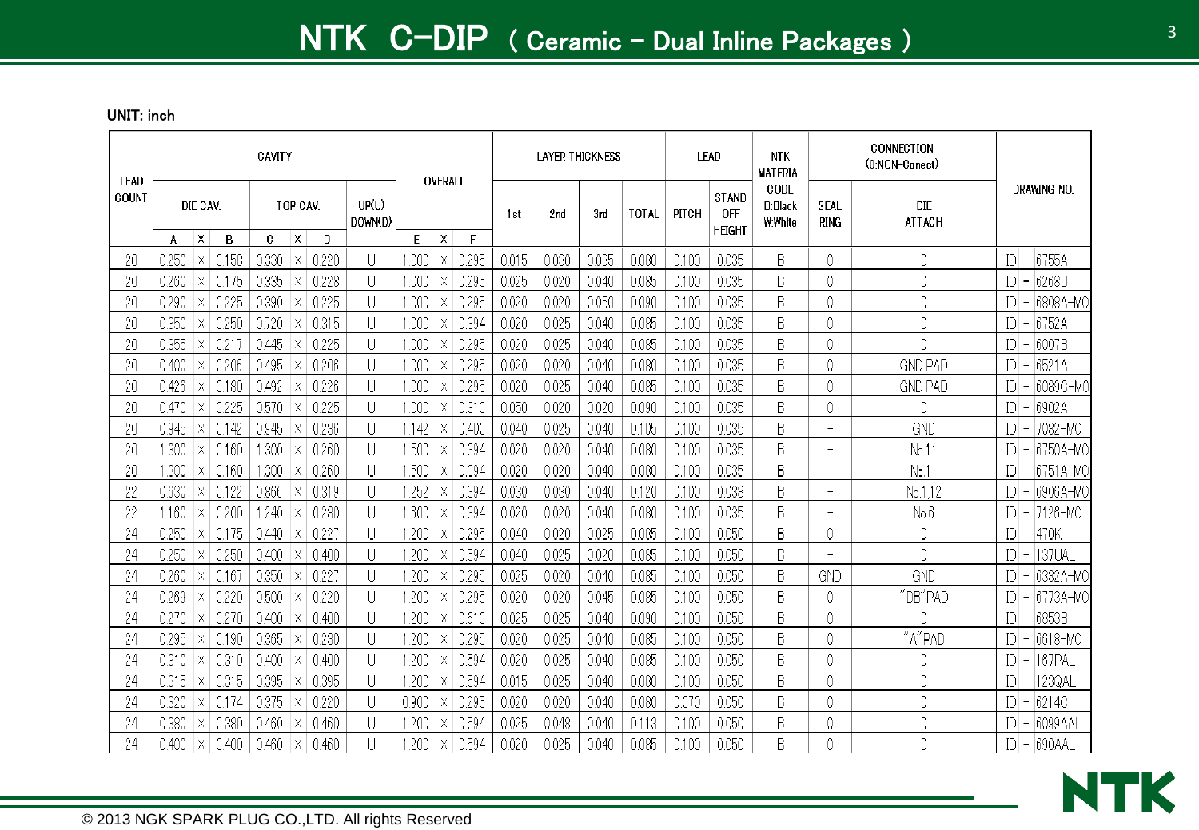# NTK C-DIP ( Ceramic - Dual Inline Packages )

UNIT: inch

| LEAD COUNT | CAVITY | | | | | | | OVERALL | | | LAYER THICKNESS | | | | LEAD | | NTK MATERIAL | CONNECTION (0:NON-Conect) | | DRAWING NO. |
|---|---|---|---|---|---|---|---|---|---|---|---|---|---|---|---|---|---|---|---|---|
| | DIE CAV. | | | TOP CAV. | | | UP(U) DOWN(D) | | | | 1st | 2nd | 3rd | TOTAL | PITCH | STAND OFF HEIGHT | CODE B:Black W:White | SEAL RING | DIE ATTACH | |
| | A | X | B | C | X | D | | E | X | F | | | | | | | | | | |
| 20 | 0.250 | × | 0.158 | 0.330 | × | 0.220 | U | 1.000 | × | 0.295 | 0.015 | 0.030 | 0.035 | 0.080 | 0.100 | 0.035 | B | 0 | 0 | ID - 6755A |
| 20 | 0.260 | × | 0.175 | 0.335 | × | 0.228 | U | 1.000 | × | 0.295 | 0.025 | 0.020 | 0.040 | 0.085 | 0.100 | 0.035 | B | 0 | 0 | ID - 6268B |
| 20 | 0.290 | × | 0.225 | 0.390 | × | 0.225 | U | 1.000 | × | 0.295 | 0.020 | 0.020 | 0.050 | 0.090 | 0.100 | 0.035 | B | 0 | 0 | ID - 6808A-MO |
| 20 | 0.350 | × | 0.250 | 0.720 | × | 0.315 | U | 1.000 | × | 0.394 | 0.020 | 0.025 | 0.040 | 0.085 | 0.100 | 0.035 | B | 0 | 0 | ID - 6752A |
| 20 | 0.355 | × | 0.217 | 0.445 | × | 0.225 | U | 1.000 | × | 0.295 | 0.020 | 0.025 | 0.040 | 0.085 | 0.100 | 0.035 | B | 0 | 0 | ID - 6007B |
| 20 | 0.400 | × | 0.206 | 0.495 | × | 0.206 | U | 1.000 | × | 0.295 | 0.020 | 0.020 | 0.040 | 0.080 | 0.100 | 0.035 | B | 0 | GND PAD | ID - 6521A |
| 20 | 0.426 | × | 0.180 | 0.492 | × | 0.226 | U | 1.000 | × | 0.295 | 0.020 | 0.025 | 0.040 | 0.085 | 0.100 | 0.035 | B | 0 | GND PAD | ID - 6089C-MO |
| 20 | 0.470 | × | 0.225 | 0.570 | × | 0.225 | U | 1.000 | × | 0.310 | 0.050 | 0.020 | 0.020 | 0.090 | 0.100 | 0.035 | B | 0 | 0 | ID - 6902A |
| 20 | 0.945 | × | 0.142 | 0.945 | × | 0.236 | U | 1.142 | × | 0.400 | 0.040 | 0.025 | 0.040 | 0.105 | 0.100 | 0.035 | B | - | GND | ID - 7082-MO |
| 20 | 1.300 | × | 0.160 | 1.300 | × | 0.260 | U | 1.500 | × | 0.394 | 0.020 | 0.020 | 0.040 | 0.080 | 0.100 | 0.035 | B | - | No.11 | ID - 6750A-MO |
| 20 | 1.300 | × | 0.160 | 1.300 | × | 0.260 | U | 1.500 | × | 0.394 | 0.020 | 0.020 | 0.040 | 0.080 | 0.100 | 0.035 | B | - | No.11 | ID - 6751A-MO |
| 22 | 0.630 | × | 0.122 | 0.866 | × | 0.319 | U | 1.252 | × | 0.394 | 0.030 | 0.030 | 0.040 | 0.120 | 0.100 | 0.038 | B | - | No.1,12 | ID - 6906A-MO |
| 22 | 1.160 | × | 0.200 | 1.240 | × | 0.280 | U | 1.600 | × | 0.394 | 0.020 | 0.020 | 0.040 | 0.080 | 0.100 | 0.035 | B | - | No.6 | ID - 7126-MO |
| 24 | 0.250 | × | 0.175 | 0.440 | × | 0.227 | U | 1.200 | × | 0.295 | 0.040 | 0.020 | 0.025 | 0.085 | 0.100 | 0.050 | B | 0 | 0 | ID - 470K |
| 24 | 0.250 | × | 0.250 | 0.400 | × | 0.400 | U | 1.200 | × | 0.594 | 0.040 | 0.025 | 0.020 | 0.085 | 0.100 | 0.050 | B | - | 0 | ID - 137UAL |
| 24 | 0.260 | × | 0.167 | 0.350 | × | 0.227 | U | 1.200 | × | 0.295 | 0.025 | 0.020 | 0.040 | 0.085 | 0.100 | 0.050 | B | GND | GND | ID - 6332A-MO |
| 24 | 0.269 | × | 0.220 | 0.500 | × | 0.220 | U | 1.200 | × | 0.295 | 0.020 | 0.020 | 0.045 | 0.085 | 0.100 | 0.050 | B | 0 | "DB"PAD | ID - 6773A-MO |
| 24 | 0.270 | × | 0.270 | 0.400 | × | 0.400 | U | 1.200 | × | 0.610 | 0.025 | 0.025 | 0.040 | 0.090 | 0.100 | 0.050 | B | 0 | 0 | ID - 6853B |
| 24 | 0.295 | × | 0.190 | 0.365 | × | 0.230 | U | 1.200 | × | 0.295 | 0.020 | 0.025 | 0.040 | 0.085 | 0.100 | 0.050 | B | 0 | "A"PAD | ID - 6618-MO |
| 24 | 0.310 | × | 0.310 | 0.400 | × | 0.400 | U | 1.200 | × | 0.594 | 0.020 | 0.025 | 0.040 | 0.085 | 0.100 | 0.050 | B | 0 | 0 | ID - 167PAL |
| 24 | 0.315 | × | 0.315 | 0.395 | × | 0.395 | U | 1.200 | × | 0.594 | 0.015 | 0.025 | 0.040 | 0.080 | 0.100 | 0.050 | B | 0 | 0 | ID - 123QAL |
| 24 | 0.320 | × | 0.174 | 0.375 | × | 0.220 | U | 0.900 | × | 0.295 | 0.020 | 0.020 | 0.040 | 0.080 | 0.070 | 0.050 | B | 0 | 0 | ID - 6214C |
| 24 | 0.380 | × | 0.380 | 0.460 | × | 0.460 | U | 1.200 | × | 0.594 | 0.025 | 0.048 | 0.040 | 0.113 | 0.100 | 0.050 | B | 0 | 0 | ID - 6099AAL |
| 24 | 0.400 | × | 0.400 | 0.460 | × | 0.460 | U | 1.200 | × | 0.594 | 0.020 | 0.025 | 0.040 | 0.085 | 0.100 | 0.050 | B | 0 | 0 | ID - 690AAL |

© 2013 NGK SPARK PLUG CO.,LTD. All rights Reserved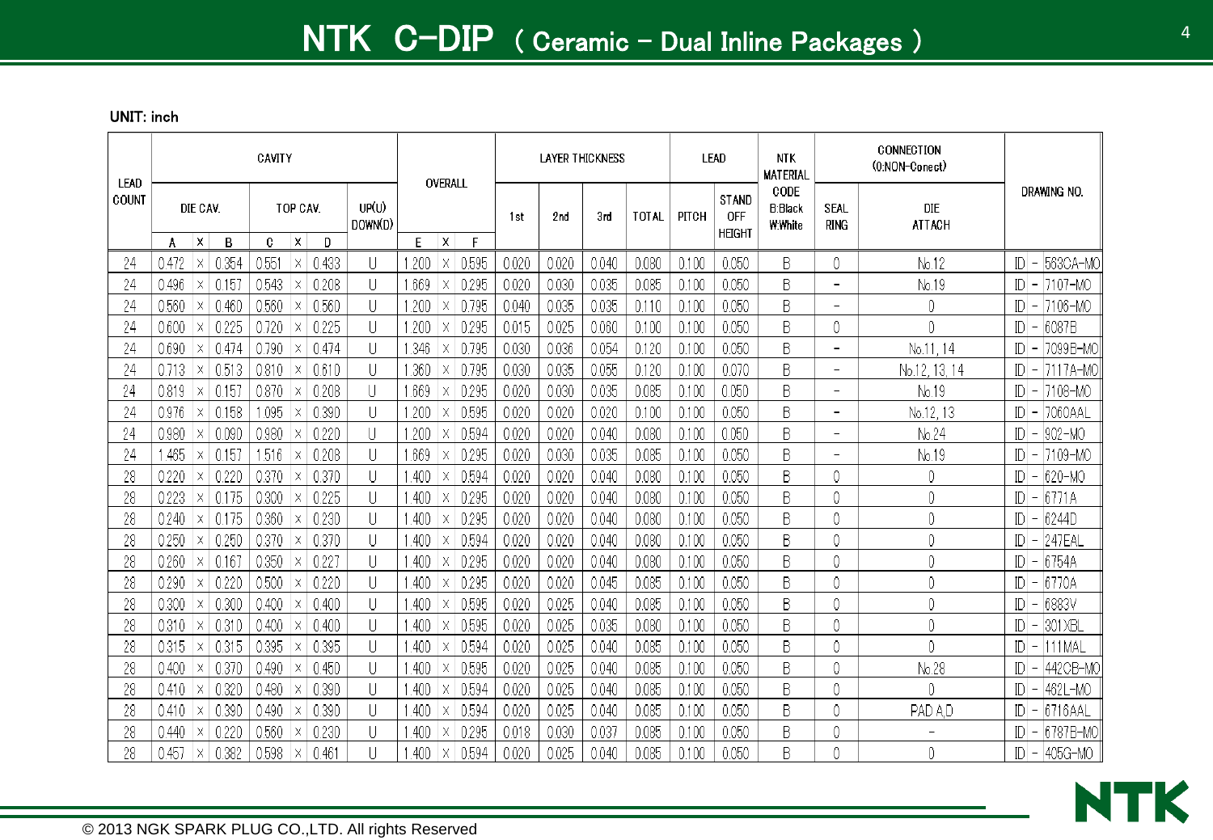# NTK C-DIP ( Ceramic - Dual Inline Packages )

UNIT: inch

| LEAD COUNT | CAVITY | | | | | | | OVERALL | | | LAYER THICKNESS | | | | LEAD | | NTK MATERIAL CODE B:Black W:White | CONNECTION (0:NON-Conect) | | DRAWING NO. |
|---|---|---|---|---|---|---|---|---|---|---|---|---|---|---|---|---|---|---|---|---|
| | DIE CAV. | | | TOP CAV. | | | UP(U) DOWN(D) | | | | 1st | 2nd | 3rd | TOTAL | PITCH | STAND OFF HEIGHT | | SEAL RING | DIE ATTACH | |
| | A | X | B | C | X | D | | E | X | F | | | | | | | | | | |
| 24 | 0.472 | × | 0.354 | 0.551 | × | 0.433 | U | 1.200 | × | 0.595 | 0.020 | 0.020 | 0.040 | 0.080 | 0.100 | 0.050 | B | 0 | No.12 | ID - 563CA-MO |
| 24 | 0.496 | × | 0.157 | 0.543 | × | 0.208 | U | 1.669 | × | 0.295 | 0.020 | 0.030 | 0.035 | 0.085 | 0.100 | 0.050 | B | - | No.19 | ID - 7107-MO |
| 24 | 0.560 | × | 0.460 | 0.560 | × | 0.560 | U | 1.200 | × | 0.795 | 0.040 | 0.035 | 0.035 | 0.110 | 0.100 | 0.050 | B | - | 0 | ID - 7106-MO |
| 24 | 0.600 | × | 0.225 | 0.720 | × | 0.225 | U | 1.200 | × | 0.295 | 0.015 | 0.025 | 0.060 | 0.100 | 0.100 | 0.050 | B | 0 | 0 | ID - 6087B |
| 24 | 0.690 | × | 0.474 | 0.790 | × | 0.474 | U | 1.346 | × | 0.795 | 0.030 | 0.036 | 0.054 | 0.120 | 0.100 | 0.050 | B | - | No.11, 14 | ID - 7099B-MO |
| 24 | 0.713 | × | 0.513 | 0.810 | × | 0.610 | U | 1.360 | × | 0.795 | 0.030 | 0.035 | 0.055 | 0.120 | 0.100 | 0.070 | B | - | No.12, 13, 14 | ID - 7117A-MO |
| 24 | 0.819 | × | 0.157 | 0.870 | × | 0.208 | U | 1.669 | × | 0.295 | 0.020 | 0.030 | 0.035 | 0.085 | 0.100 | 0.050 | B | - | No.19 | ID - 7108-MO |
| 24 | 0.976 | × | 0.158 | 1.095 | × | 0.390 | U | 1.200 | × | 0.595 | 0.020 | 0.020 | 0.020 | 0.100 | 0.100 | 0.050 | B | - | No.12, 13 | ID - 7060AAL |
| 24 | 0.980 | × | 0.090 | 0.980 | × | 0.220 | U | 1.200 | × | 0.594 | 0.020 | 0.020 | 0.040 | 0.080 | 0.100 | 0.050 | B | - | No.24 | ID - 902-MO |
| 24 | 1.465 | × | 0.157 | 1.516 | × | 0.208 | U | 1.669 | × | 0.295 | 0.020 | 0.030 | 0.035 | 0.085 | 0.100 | 0.050 | B | - | No.19 | ID - 7109-MO |
| 28 | 0.220 | × | 0.220 | 0.370 | × | 0.370 | U | 1.400 | × | 0.594 | 0.020 | 0.020 | 0.040 | 0.080 | 0.100 | 0.050 | B | 0 | 0 | ID - 620-MO |
| 28 | 0.223 | × | 0.175 | 0.300 | × | 0.225 | U | 1.400 | × | 0.295 | 0.020 | 0.020 | 0.040 | 0.080 | 0.100 | 0.050 | B | 0 | 0 | ID - 6771A |
| 28 | 0.240 | × | 0.175 | 0.360 | × | 0.230 | U | 1.400 | × | 0.295 | 0.020 | 0.020 | 0.040 | 0.080 | 0.100 | 0.050 | B | 0 | 0 | ID - 6244D |
| 28 | 0.250 | × | 0.250 | 0.370 | × | 0.370 | U | 1.400 | × | 0.594 | 0.020 | 0.020 | 0.040 | 0.080 | 0.100 | 0.050 | B | 0 | 0 | ID - 247EAL |
| 28 | 0.260 | × | 0.167 | 0.350 | × | 0.227 | U | 1.400 | × | 0.295 | 0.020 | 0.020 | 0.040 | 0.080 | 0.100 | 0.050 | B | 0 | 0 | ID - 6754A |
| 28 | 0.290 | × | 0.220 | 0.500 | × | 0.220 | U | 1.400 | × | 0.295 | 0.020 | 0.020 | 0.045 | 0.085 | 0.100 | 0.050 | B | 0 | 0 | ID - 6770A |
| 28 | 0.300 | × | 0.300 | 0.400 | × | 0.400 | U | 1.400 | × | 0.595 | 0.020 | 0.025 | 0.040 | 0.085 | 0.100 | 0.050 | B | 0 | 0 | ID - 6883V |
| 28 | 0.310 | × | 0.310 | 0.400 | × | 0.400 | U | 1.400 | × | 0.595 | 0.020 | 0.025 | 0.035 | 0.080 | 0.100 | 0.050 | B | 0 | 0 | ID - 301XBL |
| 28 | 0.315 | × | 0.315 | 0.395 | × | 0.395 | U | 1.400 | × | 0.594 | 0.020 | 0.025 | 0.040 | 0.085 | 0.100 | 0.050 | B | 0 | 0 | ID - 111MAL |
| 28 | 0.400 | × | 0.370 | 0.490 | × | 0.450 | U | 1.400 | × | 0.595 | 0.020 | 0.025 | 0.040 | 0.085 | 0.100 | 0.050 | B | 0 | No.28 | ID - 442CB-MO |
| 28 | 0.410 | × | 0.320 | 0.490 | × | 0.390 | U | 1.400 | × | 0.594 | 0.020 | 0.025 | 0.040 | 0.085 | 0.100 | 0.050 | B | 0 | 0 | ID - 462L-MO |
| 28 | 0.410 | × | 0.390 | 0.490 | × | 0.390 | U | 1.400 | × | 0.594 | 0.020 | 0.025 | 0.040 | 0.085 | 0.100 | 0.050 | B | 0 | PAD A,D | ID - 6716AAL |
| 28 | 0.440 | × | 0.220 | 0.560 | × | 0.230 | U | 1.400 | × | 0.295 | 0.018 | 0.030 | 0.037 | 0.085 | 0.100 | 0.050 | B | 0 | - | ID - 6787B-MO |
| 28 | 0.457 | × | 0.382 | 0.598 | × | 0.461 | U | 1.400 | × | 0.594 | 0.020 | 0.025 | 0.040 | 0.085 | 0.100 | 0.050 | B | 0 | 0 | ID - 405G-MO |

© 2013 NGK SPARK PLUG CO.,LTD. All rights Reserved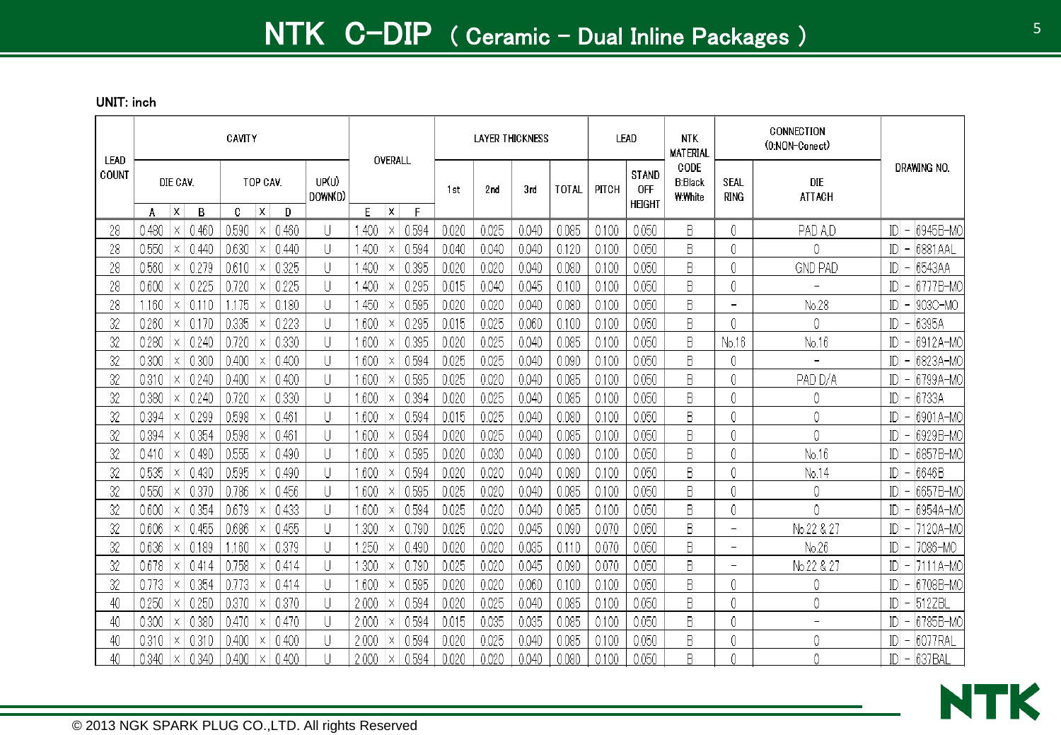# NTK C-DIP ( Ceramic - Dual Inline Packages )

UNIT: inch

| LEAD COUNT | CAVITY | | | | | | | | OVERALL | | | LAYER THICKNESS | | | | LEAD | | NTK MATERIAL CODE B:Black W:White | CONNECTION (0:NON-Conect) | | DRAWING NO. |
|---|---|---|---|---|---|---|---|---|---|---|---|---|---|---|---|---|---|---|---|---|---|
| | DIE CAV. | | | TOP CAV. | | | UP(U) DOWN(D) | | | | | 1st | 2nd | 3rd | TOTAL | PITCH | STAND OFF HEIGHT | | SEAL RING | DIE ATTACH | |
| | A | X | B | C | X | D | | | E | X | F | | | | | | | | | | |
| 28 | 0.480 | × | 0.460 | 0.590 | × | 0.460 | U | | 1.400 | × | 0.594 | 0.020 | 0.025 | 0.040 | 0.085 | 0.100 | 0.050 | B | 0 | PAD A,D | ID - 6945B-MO |
| 28 | 0.550 | × | 0.440 | 0.630 | × | 0.440 | U | | 1.400 | × | 0.594 | 0.040 | 0.040 | 0.040 | 0.120 | 0.100 | 0.050 | B | 0 | 0 | ID - 6881AAL |
| 28 | 0.560 | × | 0.279 | 0.610 | × | 0.325 | U | | 1.400 | × | 0.395 | 0.020 | 0.020 | 0.040 | 0.080 | 0.100 | 0.050 | B | 0 | GND PAD | ID - 6543AA |
| 28 | 0.600 | × | 0.225 | 0.720 | × | 0.225 | U | | 1.400 | × | 0.295 | 0.015 | 0.040 | 0.045 | 0.100 | 0.100 | 0.050 | B | 0 | - | ID - 6777B-MO |
| 28 | 1.160 | × | 0.110 | 1.175 | × | 0.180 | U | | 1.450 | × | 0.595 | 0.020 | 0.020 | 0.040 | 0.080 | 0.100 | 0.050 | B | - | No.28 | ID - 903C-MO |
| 32 | 0.260 | × | 0.170 | 0.335 | × | 0.223 | U | | 1.600 | × | 0.295 | 0.015 | 0.025 | 0.060 | 0.100 | 0.100 | 0.050 | B | 0 | 0 | ID - 6395A |
| 32 | 0.280 | × | 0.240 | 0.720 | × | 0.330 | U | | 1.600 | × | 0.395 | 0.020 | 0.025 | 0.040 | 0.085 | 0.100 | 0.050 | B | No.16 | No.16 | ID - 6912A-MO |
| 32 | 0.300 | × | 0.300 | 0.400 | × | 0.400 | U | | 1.600 | × | 0.594 | 0.025 | 0.025 | 0.040 | 0.090 | 0.100 | 0.050 | B | 0 | - | ID - 6823A-MO |
| 32 | 0.310 | × | 0.240 | 0.400 | × | 0.400 | U | | 1.600 | × | 0.595 | 0.025 | 0.020 | 0.040 | 0.085 | 0.100 | 0.050 | B | 0 | PAD D/A | ID - 6799A-MO |
| 32 | 0.380 | × | 0.240 | 0.720 | × | 0.330 | U | | 1.600 | × | 0.394 | 0.020 | 0.025 | 0.040 | 0.085 | 0.100 | 0.050 | B | 0 | 0 | ID - 6733A |
| 32 | 0.394 | × | 0.299 | 0.598 | × | 0.461 | U | | 1.600 | × | 0.594 | 0.015 | 0.025 | 0.040 | 0.080 | 0.100 | 0.050 | B | 0 | 0 | ID - 6901A-MO |
| 32 | 0.394 | × | 0.354 | 0.598 | × | 0.461 | U | | 1.600 | × | 0.594 | 0.020 | 0.025 | 0.040 | 0.085 | 0.100 | 0.050 | B | 0 | 0 | ID - 6929B-MO |
| 32 | 0.410 | × | 0.490 | 0.555 | × | 0.490 | U | | 1.600 | × | 0.595 | 0.020 | 0.030 | 0.040 | 0.090 | 0.100 | 0.050 | B | 0 | No.16 | ID - 6857B-MO |
| 32 | 0.535 | × | 0.430 | 0.595 | × | 0.490 | U | | 1.600 | × | 0.594 | 0.020 | 0.020 | 0.040 | 0.080 | 0.100 | 0.050 | B | 0 | No.14 | ID - 6646B |
| 32 | 0.550 | × | 0.370 | 0.786 | × | 0.456 | U | | 1.600 | × | 0.595 | 0.025 | 0.020 | 0.040 | 0.085 | 0.100 | 0.050 | B | 0 | 0 | ID - 6657B-MO |
| 32 | 0.600 | × | 0.354 | 0.679 | × | 0.433 | U | | 1.600 | × | 0.594 | 0.025 | 0.020 | 0.040 | 0.085 | 0.100 | 0.050 | B | 0 | 0 | ID - 6954A-MO |
| 32 | 0.606 | × | 0.455 | 0.686 | × | 0.455 | U | | 1.300 | × | 0.790 | 0.025 | 0.020 | 0.045 | 0.090 | 0.070 | 0.050 | B | - | No.22 & 27 | ID - 7120A-MO |
| 32 | 0.636 | × | 0.189 | 1.160 | × | 0.379 | U | | 1.250 | × | 0.490 | 0.020 | 0.020 | 0.035 | 0.110 | 0.070 | 0.050 | B | - | No.26 | ID - 7086-MO |
| 32 | 0.678 | × | 0.414 | 0.758 | × | 0.414 | U | | 1.300 | × | 0.790 | 0.025 | 0.020 | 0.045 | 0.090 | 0.070 | 0.050 | B | - | No.22 & 27 | ID - 7111A-MO |
| 32 | 0.773 | × | 0.354 | 0.773 | × | 0.414 | U | | 1.600 | × | 0.595 | 0.020 | 0.020 | 0.060 | 0.100 | 0.100 | 0.050 | B | 0 | 0 | ID - 6708B-MO |
| 40 | 0.250 | × | 0.250 | 0.370 | × | 0.370 | U | | 2.000 | × | 0.594 | 0.020 | 0.025 | 0.040 | 0.085 | 0.100 | 0.050 | B | 0 | 0 | ID - 5122BL |
| 40 | 0.300 | × | 0.380 | 0.470 | × | 0.470 | U | | 2.000 | × | 0.594 | 0.015 | 0.035 | 0.035 | 0.085 | 0.100 | 0.050 | B | 0 | - | ID - 6785B-MO |
| 40 | 0.310 | × | 0.310 | 0.400 | × | 0.400 | U | | 2.000 | × | 0.594 | 0.020 | 0.025 | 0.040 | 0.085 | 0.100 | 0.050 | B | 0 | 0 | ID - 6077RAL |
| 40 | 0.340 | × | 0.340 | 0.400 | × | 0.400 | U | | 2.000 | × | 0.594 | 0.020 | 0.020 | 0.040 | 0.080 | 0.100 | 0.050 | B | 0 | 0 | ID - 637BAL |

© 2013 NGK SPARK PLUG CO.,LTD. All rights Reserved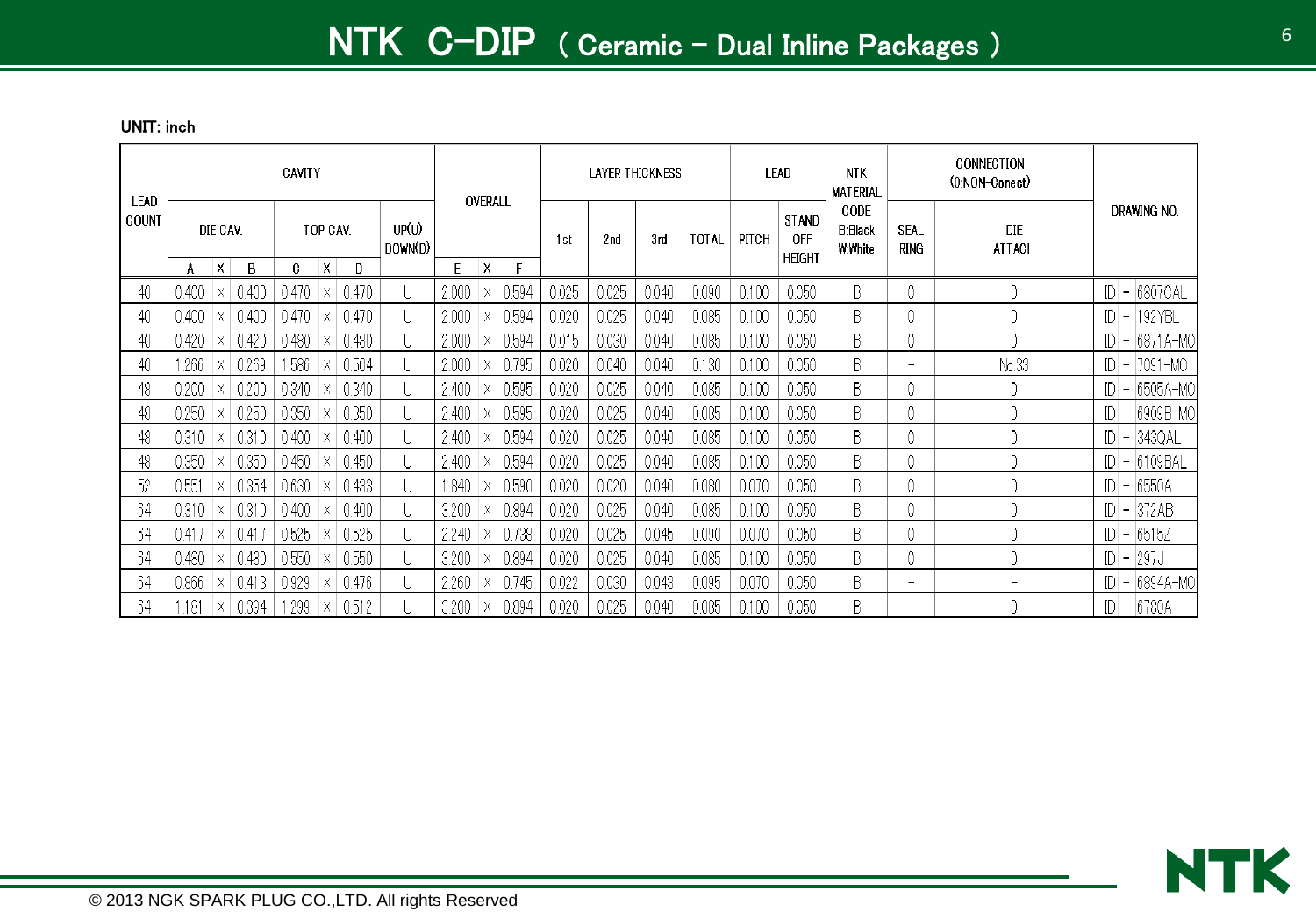# NTK C-DIP ( Ceramic - Dual Inline Packages )

UNIT: inch

| LEAD COUNT | CAVITY | | | | | | | OVERALL | | | LAYER THICKNESS | | | | LEAD | | NTK MATERIAL CODE B:Black W:White | CONNECTION (0:NON-Conect) | | DRAWING NO. |
|---|---|---|---|---|---|---|---|---|---|---|---|---|---|---|---|---|---|---|---|---|
| | DIE CAV. | | | TOP CAV. | | | UP(U) DOWN(D) | | | | 1st | 2nd | 3rd | TOTAL | PITCH | STAND OFF HEIGHT | | SEAL RING | DIE ATTACH | |
| | A | X | B | C | X | D | | E | X | F | | | | | | | | | | |
| 40 | 0.400 | × | 0.400 | 0.470 | × | 0.470 | U | 2.000 | × | 0.594 | 0.025 | 0.025 | 0.040 | 0.090 | 0.100 | 0.050 | B | 0 | 0 | ID - 6807CAL |
| 40 | 0.400 | × | 0.400 | 0.470 | × | 0.470 | U | 2.000 | × | 0.594 | 0.020 | 0.025 | 0.040 | 0.085 | 0.100 | 0.050 | B | 0 | 0 | ID - 192YBL |
| 40 | 0.420 | × | 0.420 | 0.480 | × | 0.480 | U | 2.000 | × | 0.594 | 0.015 | 0.030 | 0.040 | 0.085 | 0.100 | 0.050 | B | 0 | 0 | ID - 6871A-MO |
| 40 | 1.266 | × | 0.269 | 1.586 | × | 0.504 | U | 2.000 | × | 0.795 | 0.020 | 0.040 | 0.040 | 0.130 | 0.100 | 0.050 | B | - | No.33 | ID - 7091-MO |
| 48 | 0.200 | × | 0.200 | 0.340 | × | 0.340 | U | 2.400 | × | 0.595 | 0.020 | 0.025 | 0.040 | 0.085 | 0.100 | 0.050 | B | 0 | 0 | ID - 6505A-MO |
| 48 | 0.250 | × | 0.250 | 0.350 | × | 0.350 | U | 2.400 | × | 0.595 | 0.020 | 0.025 | 0.040 | 0.085 | 0.100 | 0.050 | B | 0 | 0 | ID - 6909B-MO |
| 48 | 0.310 | × | 0.310 | 0.400 | × | 0.400 | U | 2.400 | × | 0.594 | 0.020 | 0.025 | 0.040 | 0.085 | 0.100 | 0.050 | B | 0 | 0 | ID - 343QAL |
| 48 | 0.350 | × | 0.350 | 0.450 | × | 0.450 | U | 2.400 | × | 0.594 | 0.020 | 0.025 | 0.040 | 0.085 | 0.100 | 0.050 | B | 0 | 0 | ID - 6109BAL |
| 52 | 0.551 | × | 0.354 | 0.630 | × | 0.433 | U | 1.840 | × | 0.590 | 0.020 | 0.020 | 0.040 | 0.080 | 0.070 | 0.050 | B | 0 | 0 | ID - 6550A |
| 64 | 0.310 | × | 0.310 | 0.400 | × | 0.400 | U | 3.200 | × | 0.894 | 0.020 | 0.025 | 0.040 | 0.085 | 0.100 | 0.050 | B | 0 | 0 | ID - 372AB |
| 64 | 0.417 | × | 0.417 | 0.525 | × | 0.525 | U | 2.240 | × | 0.738 | 0.020 | 0.025 | 0.045 | 0.090 | 0.070 | 0.050 | B | 0 | 0 | ID - 6515Z |
| 64 | 0.480 | × | 0.480 | 0.550 | × | 0.550 | U | 3.200 | × | 0.894 | 0.020 | 0.025 | 0.040 | 0.085 | 0.100 | 0.050 | B | 0 | 0 | ID - 297J |
| 64 | 0.866 | × | 0.413 | 0.929 | × | 0.476 | U | 2.260 | × | 0.745 | 0.022 | 0.030 | 0.043 | 0.095 | 0.070 | 0.050 | B | - | - | ID - 6894A-MO |
| 64 | 1.181 | × | 0.394 | 1.299 | × | 0.512 | U | 3.200 | × | 0.894 | 0.020 | 0.025 | 0.040 | 0.085 | 0.100 | 0.050 | B | - | 0 | ID - 6780A |

© 2013 NGK SPARK PLUG CO.,LTD. All rights Reserved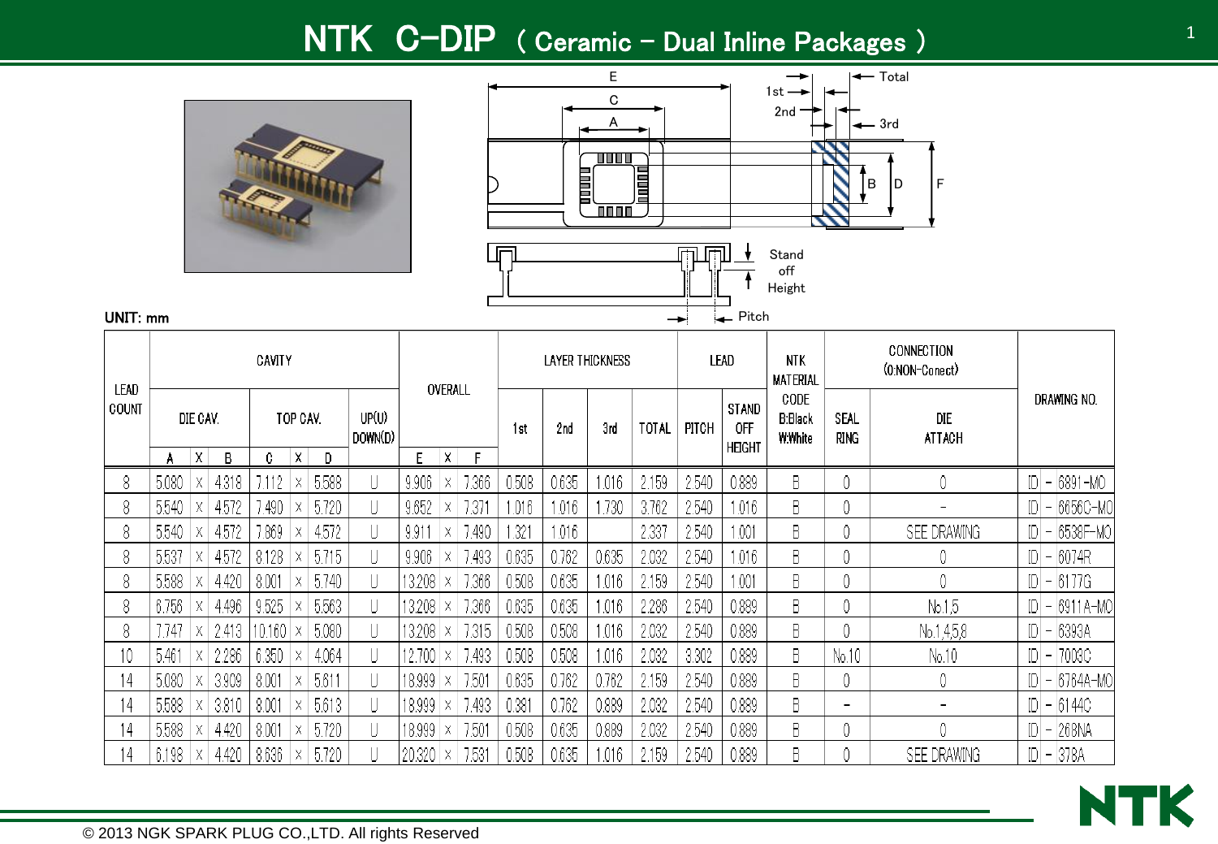# NTK C-DIP ( Ceramic - Dual Inline Packages )

UNIT: mm

| LEAD COUNT | CAVITY | | | | | | | OVERALL | | | LAYER THICKNESS | | | | LEAD | | NTK MATERIAL CODE B:Black W:White | CONNECTION (0:NON-Conect) | | DRAWING NO. |
|---|---|---|---|---|---|---|---|---|---|---|---|---|---|---|---|---|---|---|---|---|
| | DIE CAV. | | | TOP CAV. | | | UP(U) DOWN(D) | | | | 1st | 2nd | 3rd | TOTAL | PITCH | STAND OFF HEIGHT | | SEAL RING | DIE ATTACH | |
| | A | X | B | C | X | D | | E | X | F | | | | | | | | | | |
| 8 | 5.080 | X | 4.318 | 7.112 | X | 5.588 | U | 9.906 | X | 7.366 | 0.508 | 0.635 | 1.016 | 2.159 | 2.540 | 0.889 | B | 0 | 0 | ID - 6891-MO |
| 8 | 5.540 | X | 4.572 | 7.490 | X | 5.720 | U | 9.652 | X | 7.371 | 1.016 | 1.016 | 1.730 | 3.762 | 2.540 | 1.016 | B | 0 | - | ID - 6656C-MO |
| 8 | 5.540 | X | 4.572 | 7.869 | X | 4.572 | U | 9.911 | X | 7.490 | 1.321 | 1.016 | | 2.337 | 2.540 | 1.001 | B | 0 | SEE DRAWING | ID - 6538F-MO |
| 8 | 5.537 | X | 4.572 | 8.128 | X | 5.715 | U | 9.906 | X | 7.493 | 0.635 | 0.762 | 0.635 | 2.032 | 2.540 | 1.016 | B | 0 | 0 | ID - 6074R |
| 8 | 5.588 | X | 4.420 | 8.001 | X | 5.740 | U | 13.208 | X | 7.366 | 0.508 | 0.635 | 1.016 | 2.159 | 2.540 | 1.001 | B | 0 | 0 | ID - 6177G |
| 8 | 6.756 | X | 4.496 | 9.525 | X | 5.563 | U | 13.208 | X | 7.366 | 0.635 | 0.635 | 1.016 | 2.286 | 2.540 | 0.889 | B | 0 | No.1,5 | ID - 6911A-MO |
| 8 | 7.747 | X | 2.413 | 10.160 | X | 5.080 | U | 13.208 | X | 7.315 | 0.508 | 0.508 | 1.016 | 2.032 | 2.540 | 0.889 | B | 0 | No.1,4,5,8 | ID - 6393A |
| 10 | 5.461 | X | 2.286 | 6.350 | X | 4.064 | U | 12.700 | X | 7.493 | 0.508 | 0.508 | 1.016 | 2.032 | 3.302 | 0.889 | B | No.10 | No.10 | ID - 7003C |
| 14 | 5.080 | X | 3.909 | 8.001 | X | 5.611 | U | 18.999 | X | 7.501 | 0.635 | 0.762 | 0.762 | 2.159 | 2.540 | 0.889 | B | 0 | 0 | ID - 6764A-MO |
| 14 | 5.588 | X | 3.810 | 8.001 | X | 5.613 | U | 18.999 | X | 7.493 | 0.381 | 0.762 | 0.889 | 2.032 | 2.540 | 0.889 | B | - | - | ID - 6144C |
| 14 | 5.588 | X | 4.420 | 8.001 | X | 5.720 | U | 18.999 | X | 7.501 | 0.508 | 0.635 | 0.889 | 2.032 | 2.540 | 0.889 | B | 0 | 0 | ID - 268NA |
| 14 | 6.198 | X | 4.420 | 8.636 | X | 5.720 | U | 20.320 | X | 7.531 | 0.508 | 0.635 | 1.016 | 2.159 | 2.540 | 0.889 | B | 0 | SEE DRAWING | ID - 378A |

© 2013 NGK SPARK PLUG CO.,LTD. All rights Reserved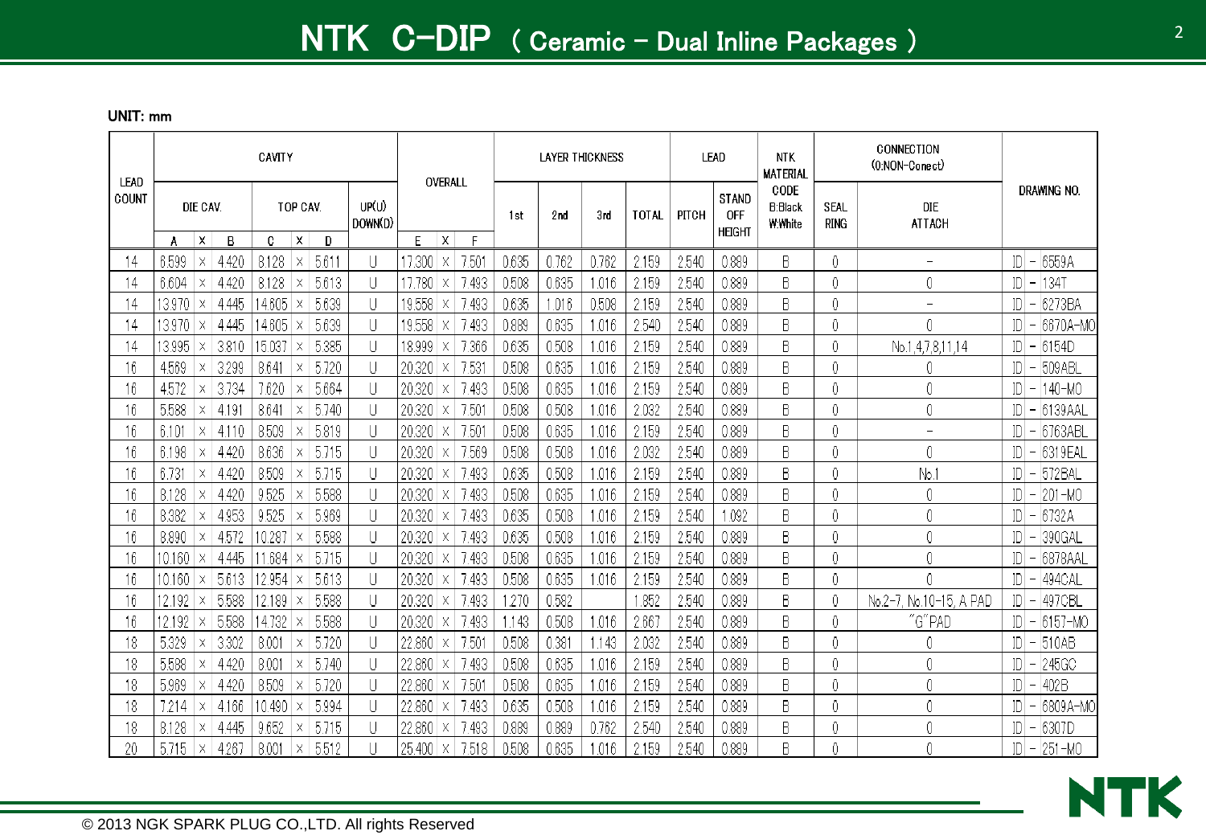# NTK C-DIP ( Ceramic – Dual Inline Packages )

UNIT: mm

| LEAD COUNT | CAVITY | | | | | | | | OVERALL | | | LAYER THICKNESS | | | | LEAD | | NTK MATERIAL CODE B:Black W:White | CONNECTION (0:NON-Conect) | | DRAWING NO. |
|---|---|---|---|---|---|---|---|---|---|---|---|---|---|---|---|---|---|---|---|---|---|
| | DIE CAV. | | | TOP CAV. | | | UP(U) DOWN(D) | | | | | 1st | 2nd | 3rd | TOTAL | PITCH | STAND OFF HEIGHT | | SEAL RING | DIE ATTACH | |
| | A | x | B | C | x | D | | | E | x | F | | | | | | | | | | |
| 14 | 6.599 | × | 4.420 | 8.128 | × | 5.611 | U | | 17.300 | × | 7.501 | 0.635 | 0.762 | 0.762 | 2.159 | 2.540 | 0.889 | B | 0 | – | ID – 6559A |
| 14 | 6.604 | × | 4.420 | 8.128 | × | 5.613 | U | | 17.780 | × | 7.493 | 0.508 | 0.635 | 1.016 | 2.159 | 2.540 | 0.889 | B | 0 | 0 | ID – 134T |
| 14 | 13.970 | × | 4.445 | 14.605 | × | 5.639 | U | | 19.558 | × | 7.493 | 0.635 | 1.016 | 0.508 | 2.159 | 2.540 | 0.889 | B | 0 | – | ID – 6273BA |
| 14 | 13.970 | × | 4.445 | 14.605 | × | 5.639 | U | | 19.558 | × | 7.493 | 0.889 | 0.635 | 1.016 | 2.540 | 2.540 | 0.889 | B | 0 | 0 | ID – 6670A-MO |
| 14 | 13.995 | × | 3.810 | 15.037 | × | 5.385 | U | | 18.999 | × | 7.366 | 0.635 | 0.508 | 1.016 | 2.159 | 2.540 | 0.889 | B | 0 | No.1,4,7,8,11,14 | ID – 6154D |
| 16 | 4.569 | × | 3.299 | 8.641 | × | 5.720 | U | | 20.320 | × | 7.531 | 0.508 | 0.635 | 1.016 | 2.159 | 2.540 | 0.889 | B | 0 | 0 | ID – 509ABL |
| 16 | 4.572 | × | 3.734 | 7.620 | × | 5.664 | U | | 20.320 | × | 7.493 | 0.508 | 0.635 | 1.016 | 2.159 | 2.540 | 0.889 | B | 0 | 0 | ID – 140-MO |
| 16 | 5.588 | × | 4.191 | 8.641 | × | 5.740 | U | | 20.320 | × | 7.501 | 0.508 | 0.508 | 1.016 | 2.032 | 2.540 | 0.889 | B | 0 | 0 | ID – 6139AAL |
| 16 | 6.101 | × | 4.110 | 8.509 | × | 5.819 | U | | 20.320 | × | 7.501 | 0.508 | 0.635 | 1.016 | 2.159 | 2.540 | 0.889 | B | 0 | – | ID – 6763ABL |
| 16 | 6.198 | × | 4.420 | 8.636 | × | 5.715 | U | | 20.320 | × | 7.569 | 0.508 | 0.508 | 1.016 | 2.032 | 2.540 | 0.889 | B | 0 | 0 | ID – 6319EAL |
| 16 | 6.731 | × | 4.420 | 8.509 | × | 5.715 | U | | 20.320 | × | 7.493 | 0.635 | 0.508 | 1.016 | 2.159 | 2.540 | 0.889 | B | 0 | No.1 | ID – 572BAL |
| 16 | 8.128 | × | 4.420 | 9.525 | × | 5.588 | U | | 20.320 | × | 7.493 | 0.508 | 0.635 | 1.016 | 2.159 | 2.540 | 0.889 | B | 0 | 0 | ID – 201-MO |
| 16 | 8.382 | × | 4.953 | 9.525 | × | 5.969 | U | | 20.320 | × | 7.493 | 0.635 | 0.508 | 1.016 | 2.159 | 2.540 | 1.092 | B | 0 | 0 | ID – 6732A |
| 16 | 8.890 | × | 4.572 | 10.287 | × | 5.588 | U | | 20.320 | × | 7.493 | 0.635 | 0.508 | 1.016 | 2.159 | 2.540 | 0.889 | B | 0 | 0 | ID – 390GAL |
| 16 | 10.160 | × | 4.445 | 11.684 | × | 5.715 | U | | 20.320 | × | 7.493 | 0.508 | 0.635 | 1.016 | 2.159 | 2.540 | 0.889 | B | 0 | 0 | ID – 6878AAL |
| 16 | 10.160 | × | 5.613 | 12.954 | × | 5.613 | U | | 20.320 | × | 7.493 | 0.508 | 0.635 | 1.016 | 2.159 | 2.540 | 0.889 | B | 0 | 0 | ID – 494CAL |
| 16 | 12.192 | × | 5.588 | 12.189 | × | 5.588 | U | | 20.320 | × | 7.493 | 1.270 | 0.582 | | 1.852 | 2.540 | 0.889 | B | 0 | No.2-7, No.10-15, A PAD | ID – 497CBL |
| 16 | 12.192 | × | 5.588 | 14.732 | × | 5.588 | U | | 20.320 | × | 7.493 | 1.143 | 0.508 | 1.016 | 2.667 | 2.540 | 0.889 | B | 0 | "G"PAD | ID – 6157-MO |
| 18 | 5.329 | × | 3.302 | 8.001 | × | 5.720 | U | | 22.860 | × | 7.501 | 0.508 | 0.381 | 1.143 | 2.032 | 2.540 | 0.889 | B | 0 | 0 | ID – 510AB |
| 18 | 5.588 | × | 4.420 | 8.001 | × | 5.740 | U | | 22.860 | × | 7.493 | 0.508 | 0.635 | 1.016 | 2.159 | 2.540 | 0.889 | B | 0 | 0 | ID – 245GC |
| 18 | 5.969 | × | 4.420 | 8.509 | × | 5.720 | U | | 22.860 | × | 7.501 | 0.508 | 0.635 | 1.016 | 2.159 | 2.540 | 0.889 | B | 0 | 0 | ID – 402B |
| 18 | 7.214 | × | 4.166 | 10.490 | × | 5.994 | U | | 22.860 | × | 7.493 | 0.635 | 0.508 | 1.016 | 2.159 | 2.540 | 0.889 | B | 0 | 0 | ID – 6809A-MO |
| 18 | 8.128 | × | 4.445 | 9.652 | × | 5.715 | U | | 22.860 | × | 7.493 | 0.889 | 0.889 | 0.762 | 2.540 | 2.540 | 0.889 | B | 0 | 0 | ID – 6307D |
| 20 | 5.715 | × | 4.267 | 8.001 | × | 5.512 | U | | 25.400 | × | 7.518 | 0.508 | 0.635 | 1.016 | 2.159 | 2.540 | 0.889 | B | 0 | 0 | ID – 251-MO |

© 2013 NGK SPARK PLUG CO.,LTD. All rights Reserved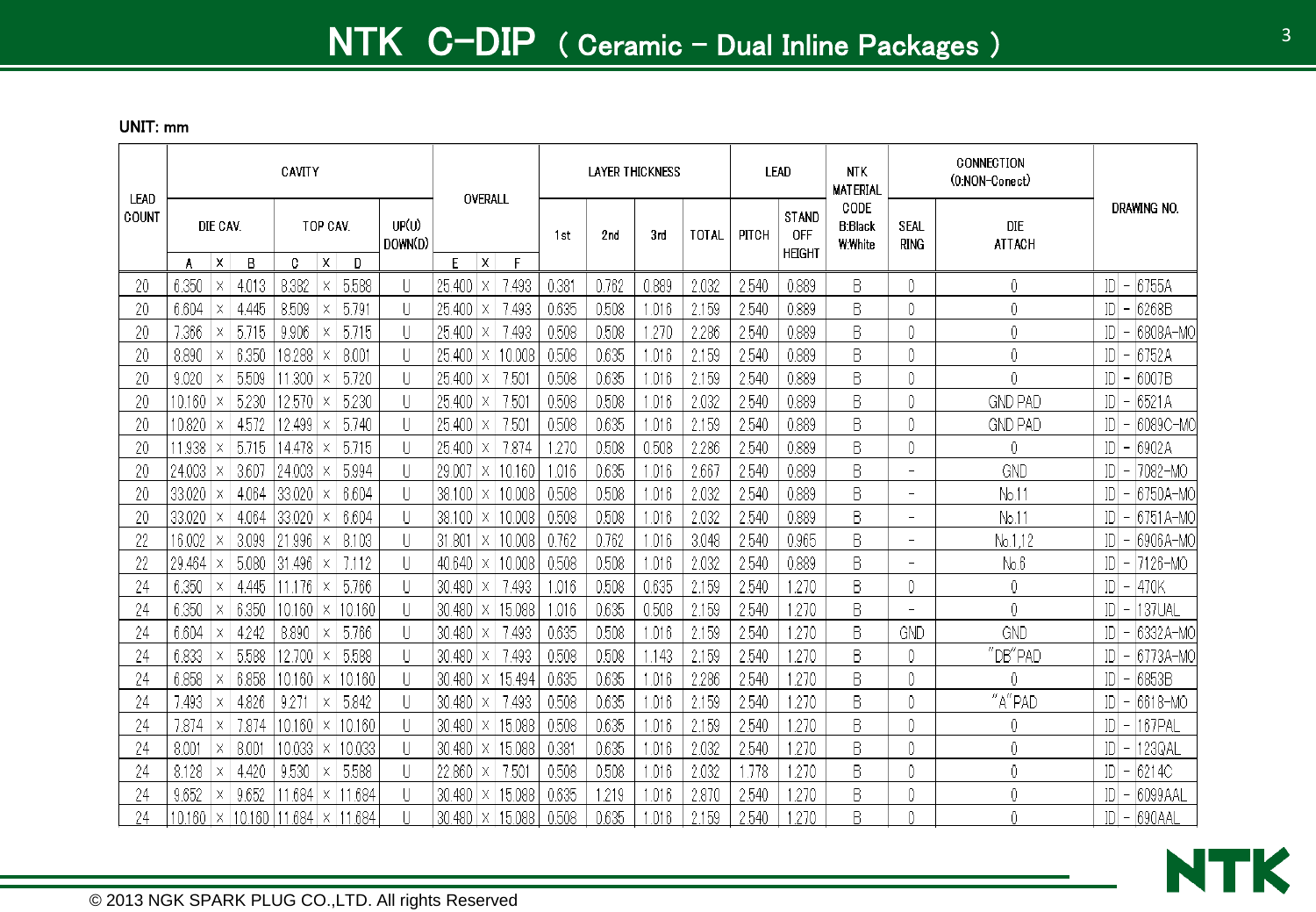# NTK C-DIP ( Ceramic - Dual Inline Packages )

UNIT: mm

| LEAD COUNT | CAVITY | | | | | | | OVERALL | | | LAYER THICKNESS | | | | LEAD | | NTK MATERIAL CODE B:Black W:White | CONNECTION (0:NON-Conect) | | DRAWING NO. |
|---|---|---|---|---|---|---|---|---|---|---|---|---|---|---|---|---|---|---|---|---|
| | DIE CAV. | | | TOP CAV. | | | UP(U) DOWN(D) | | | | 1st | 2nd | 3rd | TOTAL | PITCH | STAND OFF HEIGHT | | SEAL RING | DIE ATTACH | |
| | A | X | B | C | X | D | | E | X | F | | | | | | | | | | |
| 20 | 6.350 | × | 4.013 | 8.382 | × | 5.588 | U | 25.400 | × | 7.493 | 0.381 | 0.762 | 0.889 | 2.032 | 2.540 | 0.889 | B | 0 | 0 | ID - 6755A |
| 20 | 6.604 | × | 4.445 | 8.509 | × | 5.791 | U | 25.400 | × | 7.493 | 0.635 | 0.508 | 1.016 | 2.159 | 2.540 | 0.889 | B | 0 | 0 | ID - 6268B |
| 20 | 7.366 | × | 5.715 | 9.906 | × | 5.715 | U | 25.400 | × | 7.493 | 0.508 | 0.508 | 1.270 | 2.286 | 2.540 | 0.889 | B | 0 | 0 | ID - 6808A-MO |
| 20 | 8.890 | × | 6.350 | 18.288 | × | 8.001 | U | 25.400 | × | 10.008 | 0.508 | 0.635 | 1.016 | 2.159 | 2.540 | 0.889 | B | 0 | 0 | ID - 6752A |
| 20 | 9.020 | × | 5.509 | 11.300 | × | 5.720 | U | 25.400 | × | 7.501 | 0.508 | 0.635 | 1.016 | 2.159 | 2.540 | 0.889 | B | 0 | 0 | ID - 6007B |
| 20 | 10.160 | × | 5.230 | 12.570 | × | 5.230 | U | 25.400 | × | 7.501 | 0.508 | 0.508 | 1.016 | 2.032 | 2.540 | 0.889 | B | 0 | GND PAD | ID - 6521A |
| 20 | 10.820 | × | 4.572 | 12.499 | × | 5.740 | U | 25.400 | × | 7.501 | 0.508 | 0.635 | 1.016 | 2.159 | 2.540 | 0.889 | B | 0 | GND PAD | ID - 6089C-MO |
| 20 | 11.938 | × | 5.715 | 14.478 | × | 5.715 | U | 25.400 | × | 7.874 | 1.270 | 0.508 | 0.508 | 2.286 | 2.540 | 0.889 | B | 0 | 0 | ID - 6902A |
| 20 | 24.003 | × | 3.607 | 24.003 | × | 5.994 | U | 29.007 | × | 10.160 | 1.016 | 0.635 | 1.016 | 2.667 | 2.540 | 0.889 | B | - | GND | ID - 7082-MO |
| 20 | 33.020 | × | 4.064 | 33.020 | × | 6.604 | U | 38.100 | × | 10.008 | 0.508 | 0.508 | 1.016 | 2.032 | 2.540 | 0.889 | B | - | No.11 | ID - 6750A-MO |
| 20 | 33.020 | × | 4.064 | 33.020 | × | 6.604 | U | 38.100 | × | 10.008 | 0.508 | 0.508 | 1.016 | 2.032 | 2.540 | 0.889 | B | - | No.11 | ID - 6751A-MO |
| 22 | 16.002 | × | 3.099 | 21.996 | × | 8.103 | U | 31.801 | × | 10.008 | 0.762 | 0.762 | 1.016 | 3.048 | 2.540 | 0.965 | B | - | No.1,12 | ID - 6906A-MO |
| 22 | 29.464 | × | 5.080 | 31.496 | × | 7.112 | U | 40.640 | × | 10.008 | 0.508 | 0.508 | 1.016 | 2.032 | 2.540 | 0.889 | B | - | No.6 | ID - 7126-MO |
| 24 | 6.350 | × | 4.445 | 11.176 | × | 5.766 | U | 30.480 | × | 7.493 | 1.016 | 0.508 | 0.635 | 2.159 | 2.540 | 1.270 | B | 0 | 0 | ID - 470K |
| 24 | 6.350 | × | 6.350 | 10.160 | × | 10.160 | U | 30.480 | × | 15.088 | 1.016 | 0.635 | 0.508 | 2.159 | 2.540 | 1.270 | B | - | 0 | ID - 137UAL |
| 24 | 6.604 | × | 4.242 | 8.890 | × | 5.766 | U | 30.480 | × | 7.493 | 0.635 | 0.508 | 1.016 | 2.159 | 2.540 | 1.270 | B | GND | GND | ID - 6332A-MO |
| 24 | 6.833 | × | 5.588 | 12.700 | × | 5.588 | U | 30.480 | × | 7.493 | 0.508 | 0.508 | 1.143 | 2.159 | 2.540 | 1.270 | B | 0 | "DB"PAD | ID - 6773A-MO |
| 24 | 6.858 | × | 6.858 | 10.160 | × | 10.160 | U | 30.480 | × | 15.494 | 0.635 | 0.635 | 1.016 | 2.286 | 2.540 | 1.270 | B | 0 | 0 | ID - 6853B |
| 24 | 7.493 | × | 4.826 | 9.271 | × | 5.842 | U | 30.480 | × | 7.493 | 0.508 | 0.635 | 1.016 | 2.159 | 2.540 | 1.270 | B | 0 | "A"PAD | ID - 6618-MO |
| 24 | 7.874 | × | 7.874 | 10.160 | × | 10.160 | U | 30.480 | × | 15.088 | 0.508 | 0.635 | 1.016 | 2.159 | 2.540 | 1.270 | B | 0 | 0 | ID - 167PAL |
| 24 | 8.001 | × | 8.001 | 10.033 | × | 10.033 | U | 30.480 | × | 15.088 | 0.381 | 0.635 | 1.016 | 2.032 | 2.540 | 1.270 | B | 0 | 0 | ID - 123QAL |
| 24 | 8.128 | × | 4.420 | 9.530 | × | 5.588 | U | 22.860 | × | 7.501 | 0.508 | 0.508 | 1.016 | 2.032 | 1.778 | 1.270 | B | 0 | 0 | ID - 6214C |
| 24 | 9.652 | × | 9.652 | 11.684 | × | 11.684 | U | 30.480 | × | 15.088 | 0.635 | 1.219 | 1.016 | 2.870 | 2.540 | 1.270 | B | 0 | 0 | ID - 6099AAL |
| 24 | 10.160 | × | 10.160 | 11.684 | × | 11.684 | U | 30.480 | × | 15.088 | 0.508 | 0.635 | 1.016 | 2.159 | 2.540 | 1.270 | B | 0 | 0 | ID - 690AAL |

© 2013 NGK SPARK PLUG CO.,LTD. All rights Reserved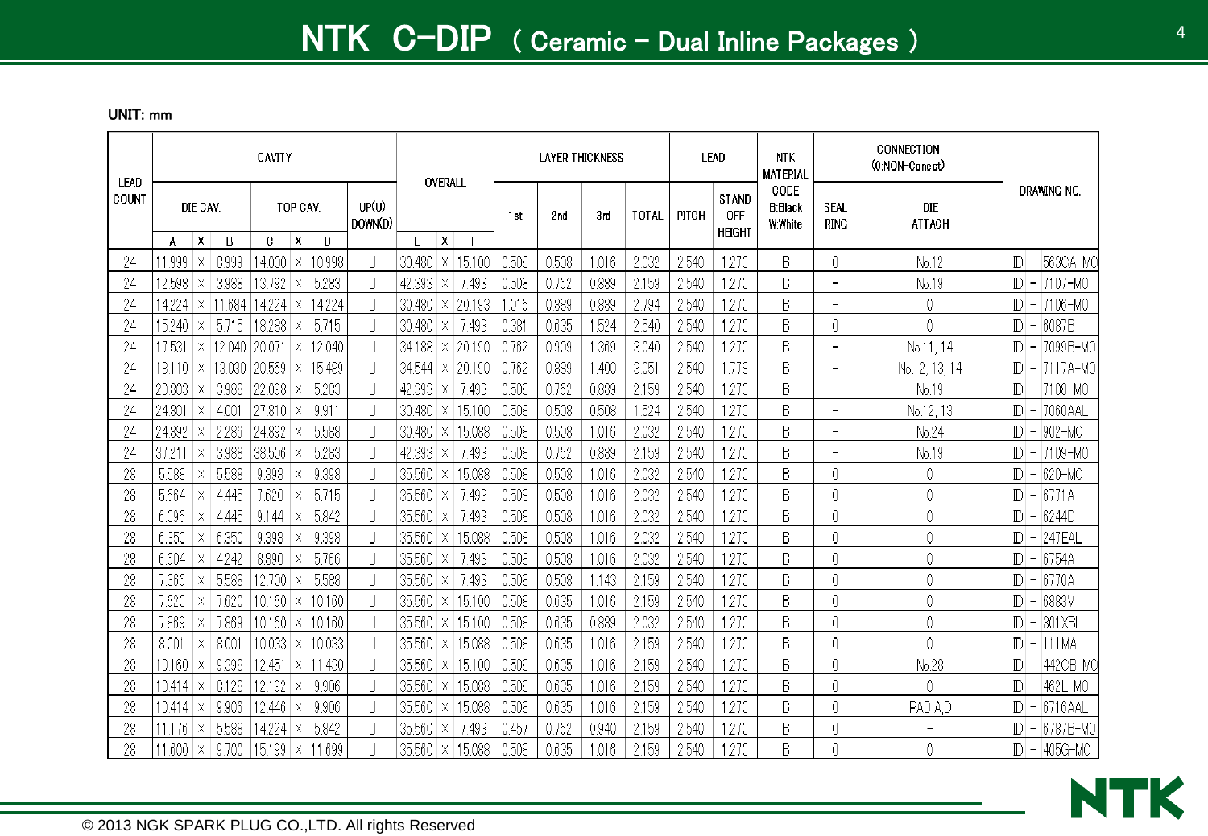# NTK C-DIP ( Ceramic - Dual Inline Packages )

UNIT: mm

| LEAD COUNT | CAVITY | | | | | | | OVERALL | | | LAYER THICKNESS | | | | LEAD | | NTK MATERIAL CODE B:Black W:White | CONNECTION (0:NON-Conect) | | DRAWING NO. |
|---|---|---|---|---|---|---|---|---|---|---|---|---|---|---|---|---|---|---|---|---|
| | DIE CAV. | | | TOP CAV. | | | UP(U) DOWN(D) | | | | 1st | 2nd | 3rd | TOTAL | PITCH | STAND OFF HEIGHT | | SEAL RING | DIE ATTACH | |
| | A | x | B | C | x | D | | E | x | F | | | | | | | | | | |
| 24 | 11.999 | × | 8.999 | 14.000 | × | 10.998 | U | 30.480 | × | 15.100 | 0.508 | 0.508 | 1.016 | 2.032 | 2.540 | 1.270 | B | 0 | No.12 | ID - 563CA-MO |
| 24 | 12.598 | × | 3.988 | 13.792 | × | 5.283 | U | 42.393 | × | 7.493 | 0.508 | 0.762 | 0.889 | 2.159 | 2.540 | 1.270 | B | - | No.19 | ID - 7107-MO |
| 24 | 14.224 | × | 11.684 | 14.224 | × | 14.224 | U | 30.480 | × | 20.193 | 1.016 | 0.889 | 0.889 | 2.794 | 2.540 | 1.270 | B | - | 0 | ID - 7106-MO |
| 24 | 15.240 | × | 5.715 | 18.288 | × | 5.715 | U | 30.480 | × | 7.493 | 0.381 | 0.635 | 1.524 | 2.540 | 2.540 | 1.270 | B | 0 | 0 | ID - 6087B |
| 24 | 17.531 | × | 12.040 | 20.071 | × | 12.040 | U | 34.188 | × | 20.190 | 0.762 | 0.909 | 1.369 | 3.040 | 2.540 | 1.270 | B | - | No.11, 14 | ID - 7099B-MO |
| 24 | 18.110 | × | 13.030 | 20.569 | × | 15.489 | U | 34.544 | × | 20.190 | 0.762 | 0.889 | 1.400 | 3.051 | 2.540 | 1.778 | B | - | No.12, 13, 14 | ID - 7117A-MO |
| 24 | 20.803 | × | 3.988 | 22.098 | × | 5.283 | U | 42.393 | × | 7.493 | 0.508 | 0.762 | 0.889 | 2.159 | 2.540 | 1.270 | B | - | No.19 | ID - 7108-MO |
| 24 | 24.801 | × | 4.001 | 27.810 | × | 9.911 | U | 30.480 | × | 15.100 | 0.508 | 0.508 | 0.508 | 1.524 | 2.540 | 1.270 | B | - | No.12, 13 | ID - 7060AAL |
| 24 | 24.892 | × | 2.286 | 24.892 | × | 5.588 | U | 30.480 | × | 15.088 | 0.508 | 0.508 | 1.016 | 2.032 | 2.540 | 1.270 | B | - | No.24 | ID - 902-MO |
| 24 | 37.211 | × | 3.988 | 38.506 | × | 5.283 | U | 42.393 | × | 7.493 | 0.508 | 0.762 | 0.889 | 2.159 | 2.540 | 1.270 | B | - | No.19 | ID - 7109-MO |
| 28 | 5.588 | × | 5.588 | 9.398 | × | 9.398 | U | 35.560 | × | 15.088 | 0.508 | 0.508 | 1.016 | 2.032 | 2.540 | 1.270 | B | 0 | 0 | ID - 620-MO |
| 28 | 5.664 | × | 4.445 | 7.620 | × | 5.715 | U | 35.560 | × | 7.493 | 0.508 | 0.508 | 1.016 | 2.032 | 2.540 | 1.270 | B | 0 | 0 | ID - 6771A |
| 28 | 6.096 | × | 4.445 | 9.144 | × | 5.842 | U | 35.560 | × | 7.493 | 0.508 | 0.508 | 1.016 | 2.032 | 2.540 | 1.270 | B | 0 | 0 | ID - 6244D |
| 28 | 6.350 | × | 6.350 | 9.398 | × | 9.398 | U | 35.560 | × | 15.088 | 0.508 | 0.508 | 1.016 | 2.032 | 2.540 | 1.270 | B | 0 | 0 | ID - 247EAL |
| 28 | 6.604 | × | 4.242 | 8.890 | × | 5.766 | U | 35.560 | × | 7.493 | 0.508 | 0.508 | 1.016 | 2.032 | 2.540 | 1.270 | B | 0 | 0 | ID - 6754A |
| 28 | 7.366 | × | 5.588 | 12.700 | × | 5.588 | U | 35.560 | × | 7.493 | 0.508 | 0.508 | 1.143 | 2.159 | 2.540 | 1.270 | B | 0 | 0 | ID - 6770A |
| 28 | 7.620 | × | 7.620 | 10.160 | × | 10.160 | U | 35.560 | × | 15.100 | 0.508 | 0.635 | 1.016 | 2.159 | 2.540 | 1.270 | B | 0 | 0 | ID - 6883V |
| 28 | 7.869 | × | 7.869 | 10.160 | × | 10.160 | U | 35.560 | × | 15.100 | 0.508 | 0.635 | 0.889 | 2.032 | 2.540 | 1.270 | B | 0 | 0 | ID - 301XBL |
| 28 | 8.001 | × | 8.001 | 10.033 | × | 10.033 | U | 35.560 | × | 15.088 | 0.508 | 0.635 | 1.016 | 2.159 | 2.540 | 1.270 | B | 0 | 0 | ID - 111MAL |
| 28 | 10.160 | × | 9.398 | 12.451 | × | 11.430 | U | 35.560 | × | 15.100 | 0.508 | 0.635 | 1.016 | 2.159 | 2.540 | 1.270 | B | 0 | No.28 | ID - 442CB-MO |
| 28 | 10.414 | × | 8.128 | 12.192 | × | 9.906 | U | 35.560 | × | 15.088 | 0.508 | 0.635 | 1.016 | 2.159 | 2.540 | 1.270 | B | 0 | 0 | ID - 462L-MO |
| 28 | 10.414 | × | 9.906 | 12.446 | × | 9.906 | U | 35.560 | × | 15.088 | 0.508 | 0.635 | 1.016 | 2.159 | 2.540 | 1.270 | B | 0 | PAD A,D | ID - 6716AAL |
| 28 | 11.176 | × | 5.588 | 14.224 | × | 5.842 | U | 35.560 | × | 7.493 | 0.457 | 0.762 | 0.940 | 2.159 | 2.540 | 1.270 | B | 0 | - | ID - 6787B-MO |
| 28 | 11.600 | × | 9.700 | 15.199 | × | 11.699 | U | 35.560 | × | 15.088 | 0.508 | 0.635 | 1.016 | 2.159 | 2.540 | 1.270 | B | 0 | 0 | ID - 405G-MO |

© 2013 NGK SPARK PLUG CO.,LTD. All rights Reserved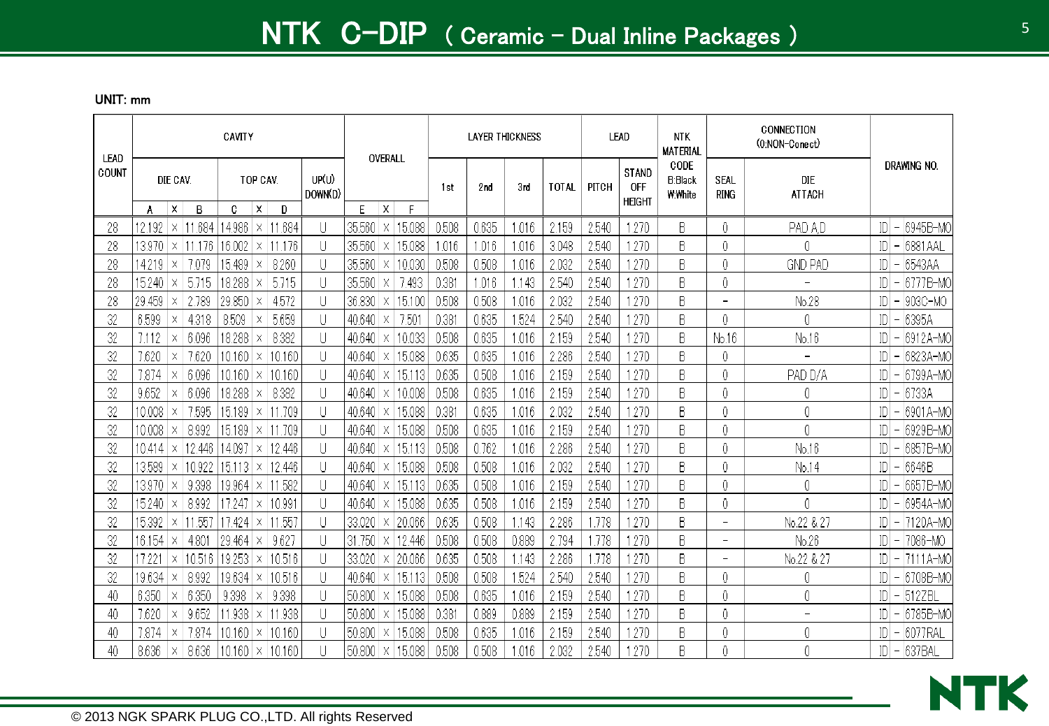# NTK C-DIP ( Ceramic - Dual Inline Packages )

UNIT: mm

| LEAD COUNT | CAVITY | | | | | | | | OVERALL | | | LAYER THICKNESS | | | | LEAD | | NTK MATERIAL CODE B:Black W:White | CONNECTION (0:NON-Conect) | | DRAWING NO. |
|---|---|---|---|---|---|---|---|---|---|---|---|---|---|---|---|---|---|---|---|---|---|
| | DIE CAV. | | | TOP CAV. | | | UP(U) DOWN(D) | | | | | 1st | 2nd | 3rd | TOTAL | PITCH | STAND OFF HEIGHT | | SEAL RING | DIE ATTACH | |
| | A | X | B | C | X | D | | | E | X | F | | | | | | | | | | |
| 28 | 12.192 | × | 11.684 | 14.986 | × | 11.684 | U | | 35.560 | × | 15.088 | 0.508 | 0.635 | 1.016 | 2.159 | 2.540 | 1.270 | B | 0 | PAD A,D | ID - 6945B-MO |
| 28 | 13.970 | × | 11.176 | 16.002 | × | 11.176 | U | | 35.560 | × | 15.088 | 1.016 | 1.016 | 1.016 | 3.048 | 2.540 | 1.270 | B | 0 | 0 | ID - 6881AAL |
| 28 | 14.219 | × | 7.079 | 15.489 | × | 8.260 | U | | 35.560 | × | 10.030 | 0.508 | 0.508 | 1.016 | 2.032 | 2.540 | 1.270 | B | 0 | GND PAD | ID - 6543AA |
| 28 | 15.240 | × | 5.715 | 18.288 | × | 5.715 | U | | 35.560 | × | 7.493 | 0.381 | 1.016 | 1.143 | 2.540 | 2.540 | 1.270 | B | 0 | - | ID - 6777B-MO |
| 28 | 29.459 | × | 2.789 | 29.850 | × | 4.572 | U | | 36.830 | × | 15.100 | 0.508 | 0.508 | 1.016 | 2.032 | 2.540 | 1.270 | B | - | No.28 | ID - 9030-MO |
| 32 | 6.599 | × | 4.318 | 8.509 | × | 5.659 | U | | 40.640 | × | 7.501 | 0.381 | 0.635 | 1.524 | 2.540 | 2.540 | 1.270 | B | 0 | 0 | ID - 6395A |
| 32 | 7.112 | × | 6.096 | 18.288 | × | 8.382 | U | | 40.640 | × | 10.033 | 0.508 | 0.635 | 1.016 | 2.159 | 2.540 | 1.270 | B | No.16 | No.16 | ID - 6912A-MO |
| 32 | 7.620 | × | 7.620 | 10.160 | × | 10.160 | U | | 40.640 | × | 15.088 | 0.635 | 0.635 | 1.016 | 2.286 | 2.540 | 1.270 | B | 0 | - | ID - 6823A-MO |
| 32 | 7.874 | × | 6.096 | 10.160 | × | 10.160 | U | | 40.640 | × | 15.113 | 0.635 | 0.508 | 1.016 | 2.159 | 2.540 | 1.270 | B | 0 | PAD D/A | ID - 6799A-MO |
| 32 | 9.652 | × | 6.096 | 18.288 | × | 8.382 | U | | 40.640 | × | 10.008 | 0.508 | 0.635 | 1.016 | 2.159 | 2.540 | 1.270 | B | 0 | 0 | ID - 6733A |
| 32 | 10.008 | × | 7.595 | 15.189 | × | 11.709 | U | | 40.640 | × | 15.088 | 0.381 | 0.635 | 1.016 | 2.032 | 2.540 | 1.270 | B | 0 | 0 | ID - 6901A-MO |
| 32 | 10.008 | × | 8.992 | 15.189 | × | 11.709 | U | | 40.640 | × | 15.088 | 0.508 | 0.635 | 1.016 | 2.159 | 2.540 | 1.270 | B | 0 | 0 | ID - 6929B-MO |
| 32 | 10.414 | × | 12.446 | 14.097 | × | 12.446 | U | | 40.640 | × | 15.113 | 0.508 | 0.762 | 1.016 | 2.286 | 2.540 | 1.270 | B | 0 | No.16 | ID - 6857B-MO |
| 32 | 13.589 | × | 10.922 | 15.113 | × | 12.446 | U | | 40.640 | × | 15.088 | 0.508 | 0.508 | 1.016 | 2.032 | 2.540 | 1.270 | B | 0 | No.14 | ID - 6646B |
| 32 | 13.970 | × | 9.398 | 19.964 | × | 11.582 | U | | 40.640 | × | 15.113 | 0.635 | 0.508 | 1.016 | 2.159 | 2.540 | 1.270 | B | 0 | 0 | ID - 6657B-MO |
| 32 | 15.240 | × | 8.992 | 17.247 | × | 10.991 | U | | 40.640 | × | 15.088 | 0.635 | 0.508 | 1.016 | 2.159 | 2.540 | 1.270 | B | 0 | 0 | ID - 6954A-MO |
| 32 | 15.392 | × | 11.557 | 17.424 | × | 11.557 | U | | 33.020 | × | 20.066 | 0.635 | 0.508 | 1.143 | 2.286 | 1.778 | 1.270 | B | - | No.22 & 27 | ID - 7120A-MO |
| 32 | 16.154 | × | 4.801 | 29.464 | × | 9.627 | U | | 31.750 | × | 12.446 | 0.508 | 0.508 | 0.889 | 2.794 | 1.778 | 1.270 | B | - | No.26 | ID - 7086-MO |
| 32 | 17.221 | × | 10.516 | 19.253 | × | 10.516 | U | | 33.020 | × | 20.066 | 0.635 | 0.508 | 1.143 | 2.286 | 1.778 | 1.270 | B | - | No.22 & 27 | ID - 7111A-MO |
| 32 | 19.634 | × | 8.992 | 19.634 | × | 10.516 | U | | 40.640 | × | 15.113 | 0.508 | 0.508 | 1.524 | 2.540 | 2.540 | 1.270 | B | 0 | 0 | ID - 6708B-MO |
| 40 | 6.350 | × | 6.350 | 9.398 | × | 9.398 | U | | 50.800 | × | 15.088 | 0.508 | 0.635 | 1.016 | 2.159 | 2.540 | 1.270 | B | 0 | 0 | ID - 5122BL |
| 40 | 7.620 | × | 9.652 | 11.938 | × | 11.938 | U | | 50.800 | × | 15.088 | 0.381 | 0.889 | 0.889 | 2.159 | 2.540 | 1.270 | B | 0 | - | ID - 6785B-MO |
| 40 | 7.874 | × | 7.874 | 10.160 | × | 10.160 | U | | 50.800 | × | 15.088 | 0.508 | 0.635 | 1.016 | 2.159 | 2.540 | 1.270 | B | 0 | 0 | ID - 6077RAL |
| 40 | 8.636 | × | 8.636 | 10.160 | × | 10.160 | U | | 50.800 | × | 15.088 | 0.508 | 0.508 | 1.016 | 2.032 | 2.540 | 1.270 | B | 0 | 0 | ID - 6378AL |

© 2013 NGK SPARK PLUG CO.,LTD. All rights Reserved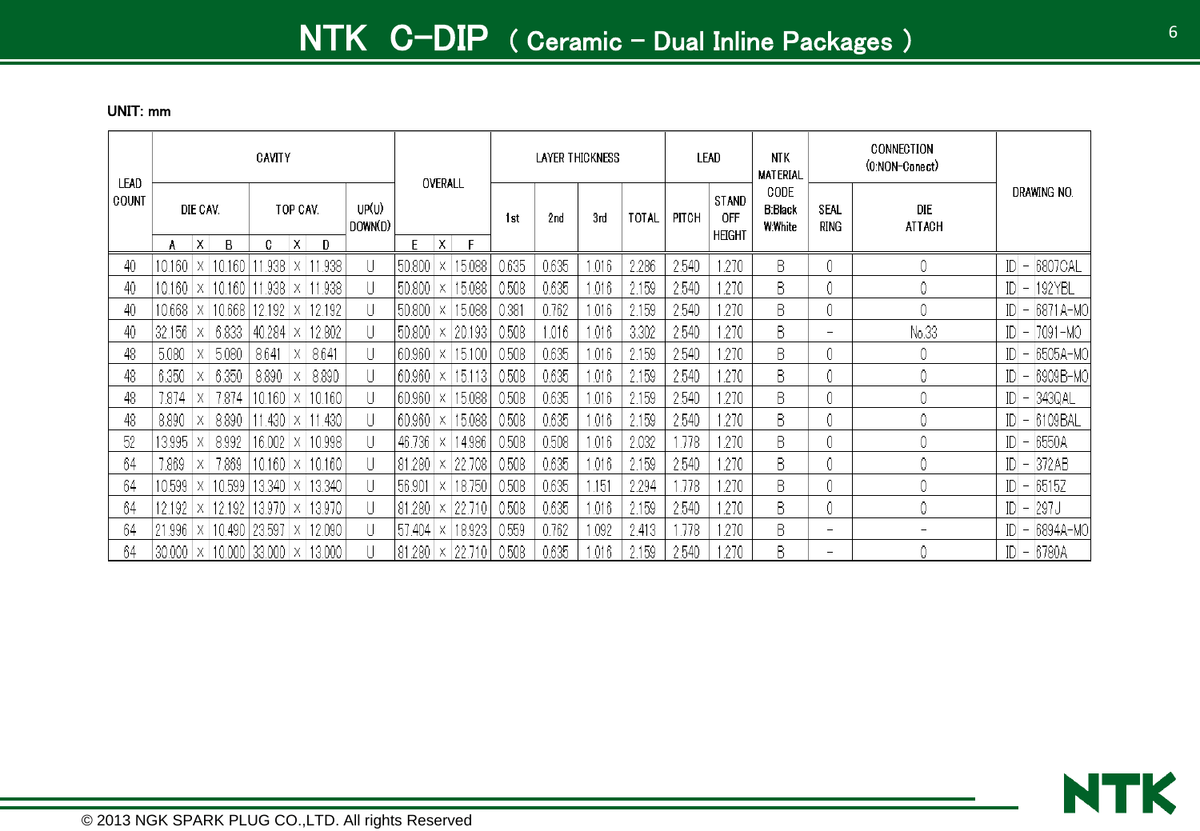# NTK C-DIP ( Ceramic - Dual Inline Packages )

**UNIT: mm**

| LEAD COUNT | CAVITY | | | | | | | OVERALL | | | LAYER THICKNESS | | | | LEAD | | NTK MATERIAL CODE B:Black W:White | CONNECTION (0:NON-Conect) | | DRAWING NO. |
|---|---|---|---|---|---|---|---|---|---|---|---|---|---|---|---|---|---|---|---|---|
| | DIE CAV. | | | TOP CAV. | | | UP(U) DOWN(D) | | | | 1st | 2nd | 3rd | TOTAL | PITCH | STAND OFF HEIGHT | | SEAL RING | DIE ATTACH | |
| | A | X | B | C | X | D | | E | X | F | | | | | | | | | | |
| 40 | 10.160 | × | 10.160 | 11.938 | × | 11.938 | U | 50.800 | × | 15.088 | 0.635 | 0.635 | 1.016 | 2.286 | 2.540 | 1.270 | B | 0 | 0 | ID - 6807CAL |
| 40 | 10.160 | × | 10.160 | 11.938 | × | 11.938 | U | 50.800 | × | 15.088 | 0.508 | 0.635 | 1.016 | 2.159 | 2.540 | 1.270 | B | 0 | 0 | ID - 192YBL |
| 40 | 10.668 | × | 10.668 | 12.192 | × | 12.192 | U | 50.800 | × | 15.088 | 0.381 | 0.762 | 1.016 | 2.159 | 2.540 | 1.270 | B | 0 | 0 | ID - 6871A-MO |
| 40 | 32.156 | × | 6.833 | 40.284 | × | 12.802 | U | 50.800 | × | 20.193 | 0.508 | 1.016 | 1.016 | 3.302 | 2.540 | 1.270 | B | - | No.33 | ID - 7091-MO |
| 48 | 5.080 | × | 5.080 | 8.641 | × | 8.641 | U | 60.960 | × | 15.100 | 0.508 | 0.635 | 1.016 | 2.159 | 2.540 | 1.270 | B | 0 | 0 | ID - 6505A-MO |
| 48 | 6.350 | × | 6.350 | 8.890 | × | 8.890 | U | 60.960 | × | 15.113 | 0.508 | 0.635 | 1.016 | 2.159 | 2.540 | 1.270 | B | 0 | 0 | ID - 6909B-MO |
| 48 | 7.874 | × | 7.874 | 10.160 | × | 10.160 | U | 60.960 | × | 15.088 | 0.508 | 0.635 | 1.016 | 2.159 | 2.540 | 1.270 | B | 0 | 0 | ID - 343QAL |
| 48 | 8.890 | × | 8.890 | 11.430 | × | 11.430 | U | 60.960 | × | 15.088 | 0.508 | 0.635 | 1.016 | 2.159 | 2.540 | 1.270 | B | 0 | 0 | ID - 6109BAL |
| 52 | 13.995 | × | 8.992 | 16.002 | × | 10.998 | U | 46.736 | × | 14.986 | 0.508 | 0.508 | 1.016 | 2.032 | 1.778 | 1.270 | B | 0 | 0 | ID - 6550A |
| 64 | 7.869 | × | 7.869 | 10.160 | × | 10.160 | U | 81.280 | × | 22.708 | 0.508 | 0.635 | 1.016 | 2.159 | 2.540 | 1.270 | B | 0 | 0 | ID - 372AB |
| 64 | 10.599 | × | 10.599 | 13.340 | × | 13.340 | U | 56.901 | × | 18.750 | 0.508 | 0.635 | 1.151 | 2.294 | 1.778 | 1.270 | B | 0 | 0 | ID - 6515Z |
| 64 | 12.192 | × | 12.192 | 13.970 | × | 13.970 | U | 81.280 | × | 22.710 | 0.508 | 0.635 | 1.016 | 2.159 | 2.540 | 1.270 | B | 0 | 0 | ID - 297J |
| 64 | 21.996 | × | 10.490 | 23.597 | × | 12.090 | U | 57.404 | × | 18.923 | 0.559 | 0.762 | 1.092 | 2.413 | 1.778 | 1.270 | B | - | - | ID - 6894A-MO |
| 64 | 30.000 | × | 10.000 | 33.000 | × | 13.000 | U | 81.280 | × | 22.710 | 0.508 | 0.635 | 1.016 | 2.159 | 2.540 | 1.270 | B | - | 0 | ID - 6780A |

NTK

© 2013 NGK SPARK PLUG CO.,LTD. All rights Reserved